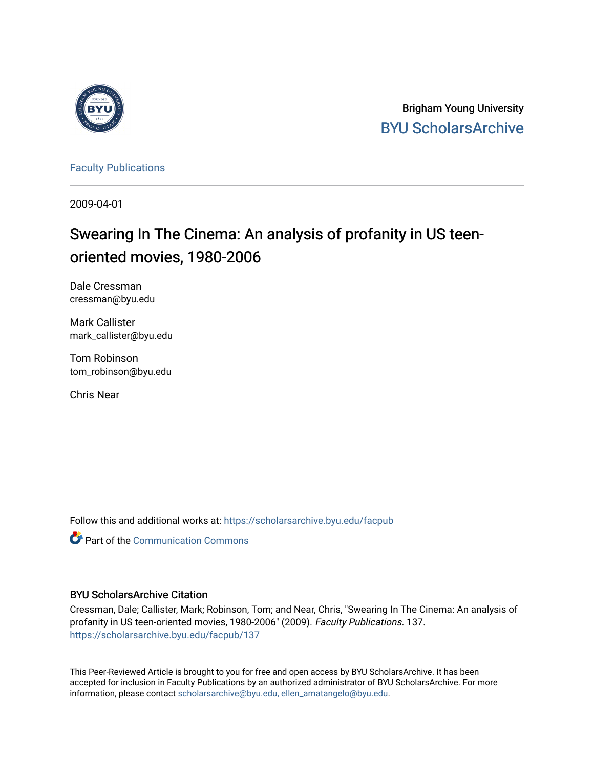Brigham Young University
BYU ScholarsArchive

Faculty Publications

2009-04-01

# Swearing In The Cinema: An analysis of profanity in US teen-oriented movies, 1980-2006

Dale Cressman
cressman@byu.edu

Mark Callister
mark_callister@byu.edu

Tom Robinson
tom_robinson@byu.edu

Chris Near

Follow this and additional works at: https://scholarsarchive.byu.edu/facpub

Part of the Communication Commons

## BYU ScholarsArchive Citation

Cressman, Dale; Callister, Mark; Robinson, Tom; and Near, Chris, "Swearing In The Cinema: An analysis of profanity in US teen-oriented movies, 1980-2006" (2009). *Faculty Publications*. 137.
https://scholarsarchive.byu.edu/facpub/137

This Peer-Reviewed Article is brought to you for free and open access by BYU ScholarsArchive. It has been accepted for inclusion in Faculty Publications by an authorized administrator of BYU ScholarsArchive. For more information, please contact scholarsarchive@byu.edu, ellen_amatangelo@byu.edu.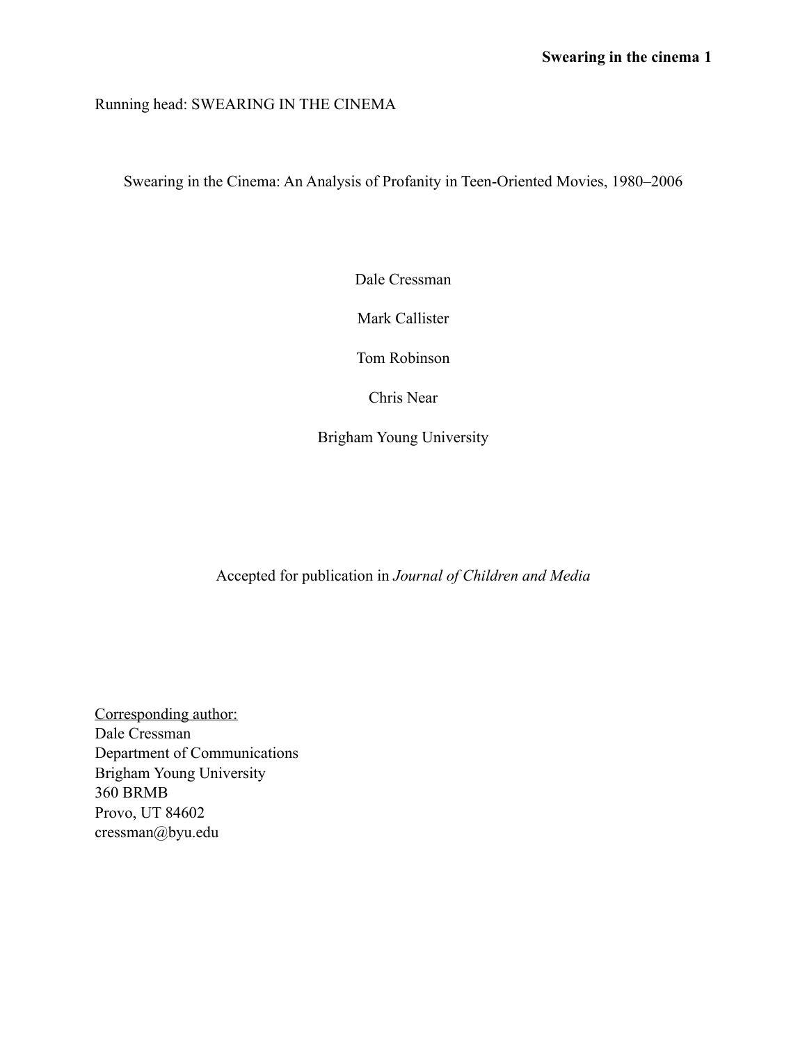Running head: SWEARING IN THE CINEMA

# Swearing in the Cinema: An Analysis of Profanity in Teen-Oriented Movies, 1980–2006

Dale Cressman

Mark Callister

Tom Robinson

Chris Near

Brigham Young University

Accepted for publication in *Journal of Children and Media*

Corresponding author:
Dale Cressman
Department of Communications
Brigham Young University
360 BRMB
Provo, UT 84602
cressman@byu.edu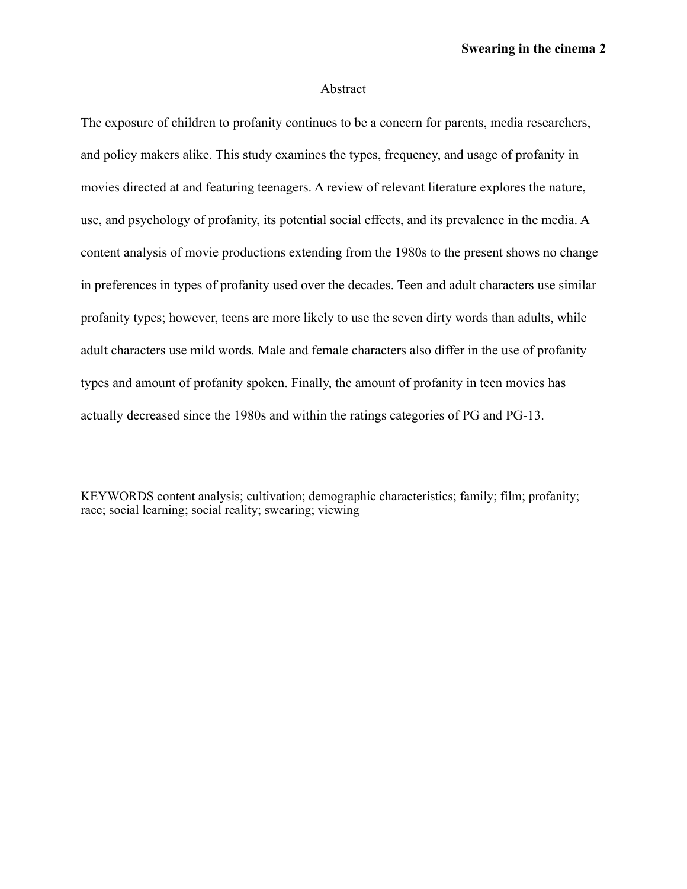## Abstract

The exposure of children to profanity continues to be a concern for parents, media researchers, and policy makers alike. This study examines the types, frequency, and usage of profanity in movies directed at and featuring teenagers. A review of relevant literature explores the nature, use, and psychology of profanity, its potential social effects, and its prevalence in the media. A content analysis of movie productions extending from the 1980s to the present shows no change in preferences in types of profanity used over the decades. Teen and adult characters use similar profanity types; however, teens are more likely to use the seven dirty words than adults, while adult characters use mild words. Male and female characters also differ in the use of profanity types and amount of profanity spoken. Finally, the amount of profanity in teen movies has actually decreased since the 1980s and within the ratings categories of PG and PG-13.

KEYWORDS content analysis; cultivation; demographic characteristics; family; film; profanity; race; social learning; social reality; swearing; viewing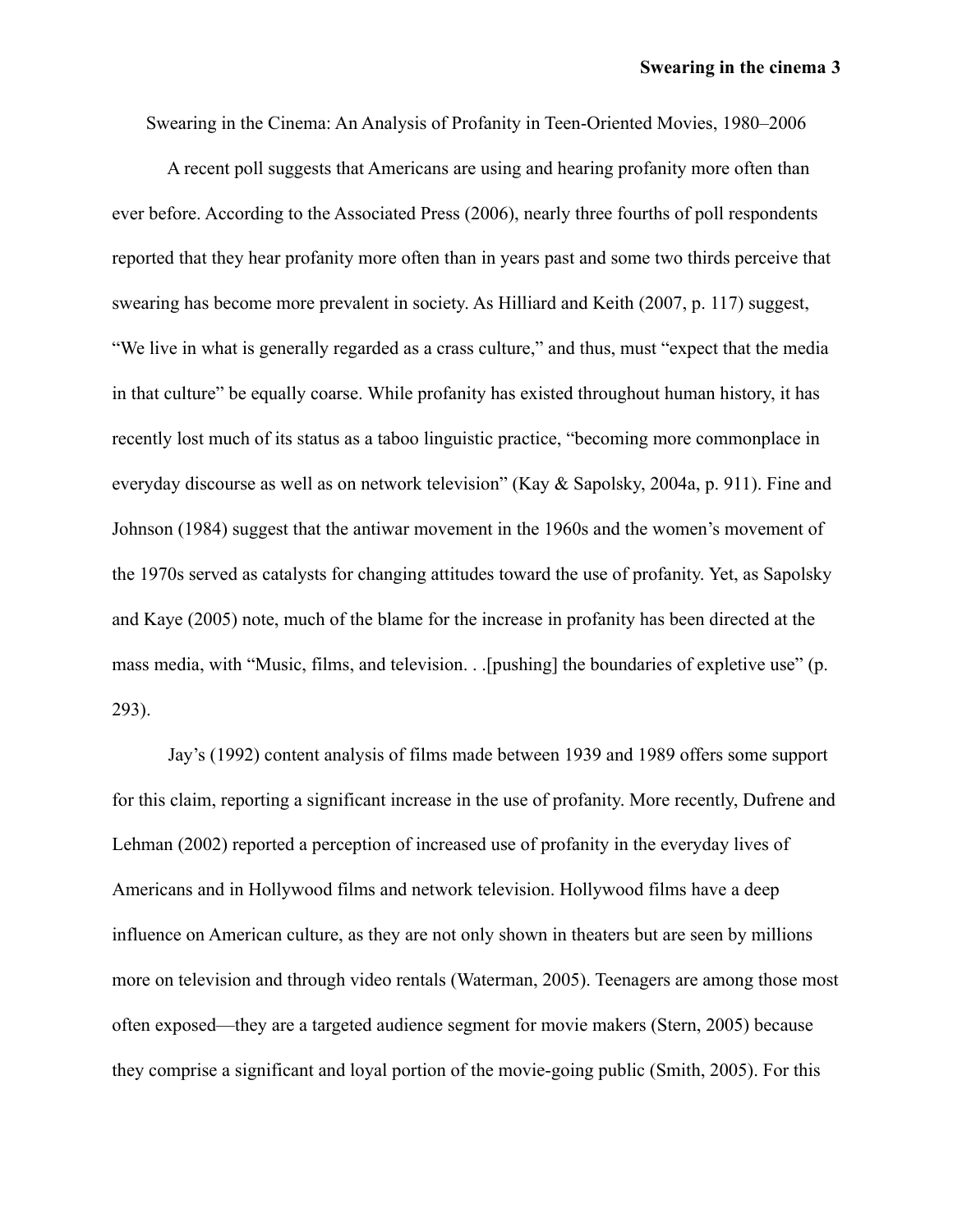# Swearing in the Cinema: An Analysis of Profanity in Teen-Oriented Movies, 1980–2006

A recent poll suggests that Americans are using and hearing profanity more often than ever before. According to the Associated Press (2006), nearly three fourths of poll respondents reported that they hear profanity more often than in years past and some two thirds perceive that swearing has become more prevalent in society. As Hilliard and Keith (2007, p. 117) suggest, "We live in what is generally regarded as a crass culture," and thus, must "expect that the media in that culture" be equally coarse. While profanity has existed throughout human history, it has recently lost much of its status as a taboo linguistic practice, "becoming more commonplace in everyday discourse as well as on network television" (Kay & Sapolsky, 2004a, p. 911). Fine and Johnson (1984) suggest that the antiwar movement in the 1960s and the women's movement of the 1970s served as catalysts for changing attitudes toward the use of profanity. Yet, as Sapolsky and Kaye (2005) note, much of the blame for the increase in profanity has been directed at the mass media, with "Music, films, and television. . .[pushing] the boundaries of expletive use" (p. 293).

Jay's (1992) content analysis of films made between 1939 and 1989 offers some support for this claim, reporting a significant increase in the use of profanity. More recently, Dufrene and Lehman (2002) reported a perception of increased use of profanity in the everyday lives of Americans and in Hollywood films and network television. Hollywood films have a deep influence on American culture, as they are not only shown in theaters but are seen by millions more on television and through video rentals (Waterman, 2005). Teenagers are among those most often exposed—they are a targeted audience segment for movie makers (Stern, 2005) because they comprise a significant and loyal portion of the movie-going public (Smith, 2005). For this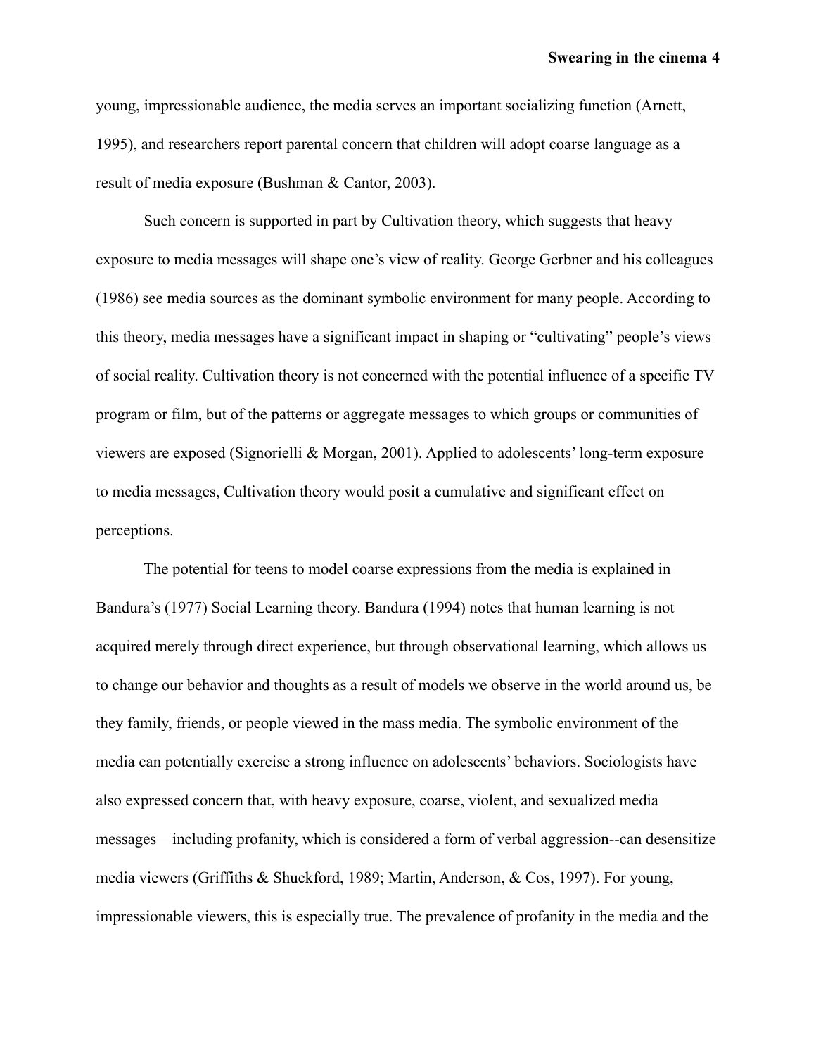young, impressionable audience, the media serves an important socializing function (Arnett, 1995), and researchers report parental concern that children will adopt coarse language as a result of media exposure (Bushman & Cantor, 2003).

Such concern is supported in part by Cultivation theory, which suggests that heavy exposure to media messages will shape one's view of reality. George Gerbner and his colleagues (1986) see media sources as the dominant symbolic environment for many people. According to this theory, media messages have a significant impact in shaping or "cultivating" people's views of social reality. Cultivation theory is not concerned with the potential influence of a specific TV program or film, but of the patterns or aggregate messages to which groups or communities of viewers are exposed (Signorielli & Morgan, 2001). Applied to adolescents' long-term exposure to media messages, Cultivation theory would posit a cumulative and significant effect on perceptions.

The potential for teens to model coarse expressions from the media is explained in Bandura's (1977) Social Learning theory. Bandura (1994) notes that human learning is not acquired merely through direct experience, but through observational learning, which allows us to change our behavior and thoughts as a result of models we observe in the world around us, be they family, friends, or people viewed in the mass media. The symbolic environment of the media can potentially exercise a strong influence on adolescents' behaviors. Sociologists have also expressed concern that, with heavy exposure, coarse, violent, and sexualized media messages—including profanity, which is considered a form of verbal aggression--can desensitize media viewers (Griffiths & Shuckford, 1989; Martin, Anderson, & Cos, 1997). For young, impressionable viewers, this is especially true. The prevalence of profanity in the media and the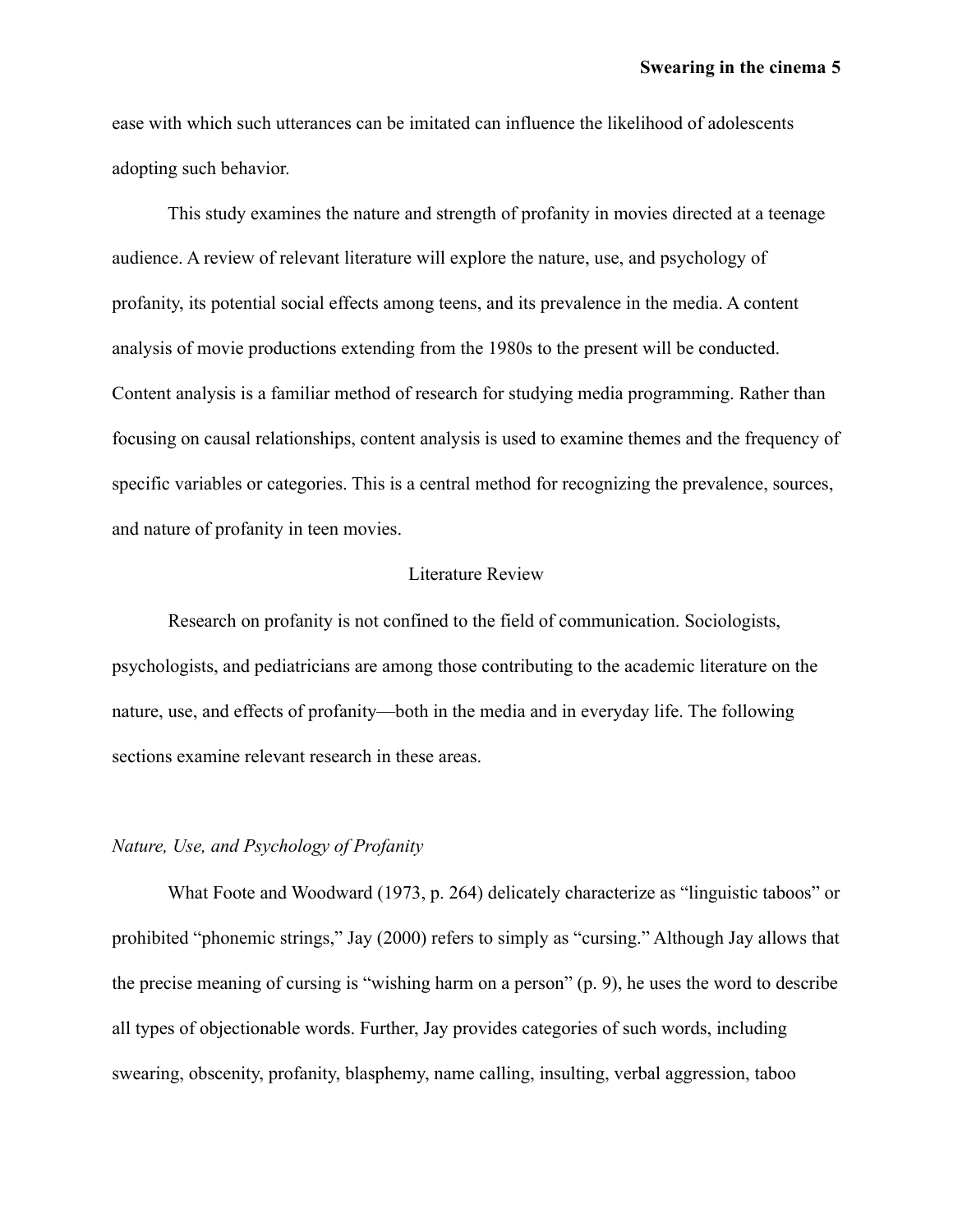ease with which such utterances can be imitated can influence the likelihood of adolescents adopting such behavior.

This study examines the nature and strength of profanity in movies directed at a teenage audience. A review of relevant literature will explore the nature, use, and psychology of profanity, its potential social effects among teens, and its prevalence in the media. A content analysis of movie productions extending from the 1980s to the present will be conducted. Content analysis is a familiar method of research for studying media programming. Rather than focusing on causal relationships, content analysis is used to examine themes and the frequency of specific variables or categories. This is a central method for recognizing the prevalence, sources, and nature of profanity in teen movies.

## Literature Review

Research on profanity is not confined to the field of communication. Sociologists, psychologists, and pediatricians are among those contributing to the academic literature on the nature, use, and effects of profanity—both in the media and in everyday life. The following sections examine relevant research in these areas.

### *Nature, Use, and Psychology of Profanity*

What Foote and Woodward (1973, p. 264) delicately characterize as "linguistic taboos" or prohibited "phonemic strings," Jay (2000) refers to simply as "cursing." Although Jay allows that the precise meaning of cursing is "wishing harm on a person" (p. 9), he uses the word to describe all types of objectionable words. Further, Jay provides categories of such words, including swearing, obscenity, profanity, blasphemy, name calling, insulting, verbal aggression, taboo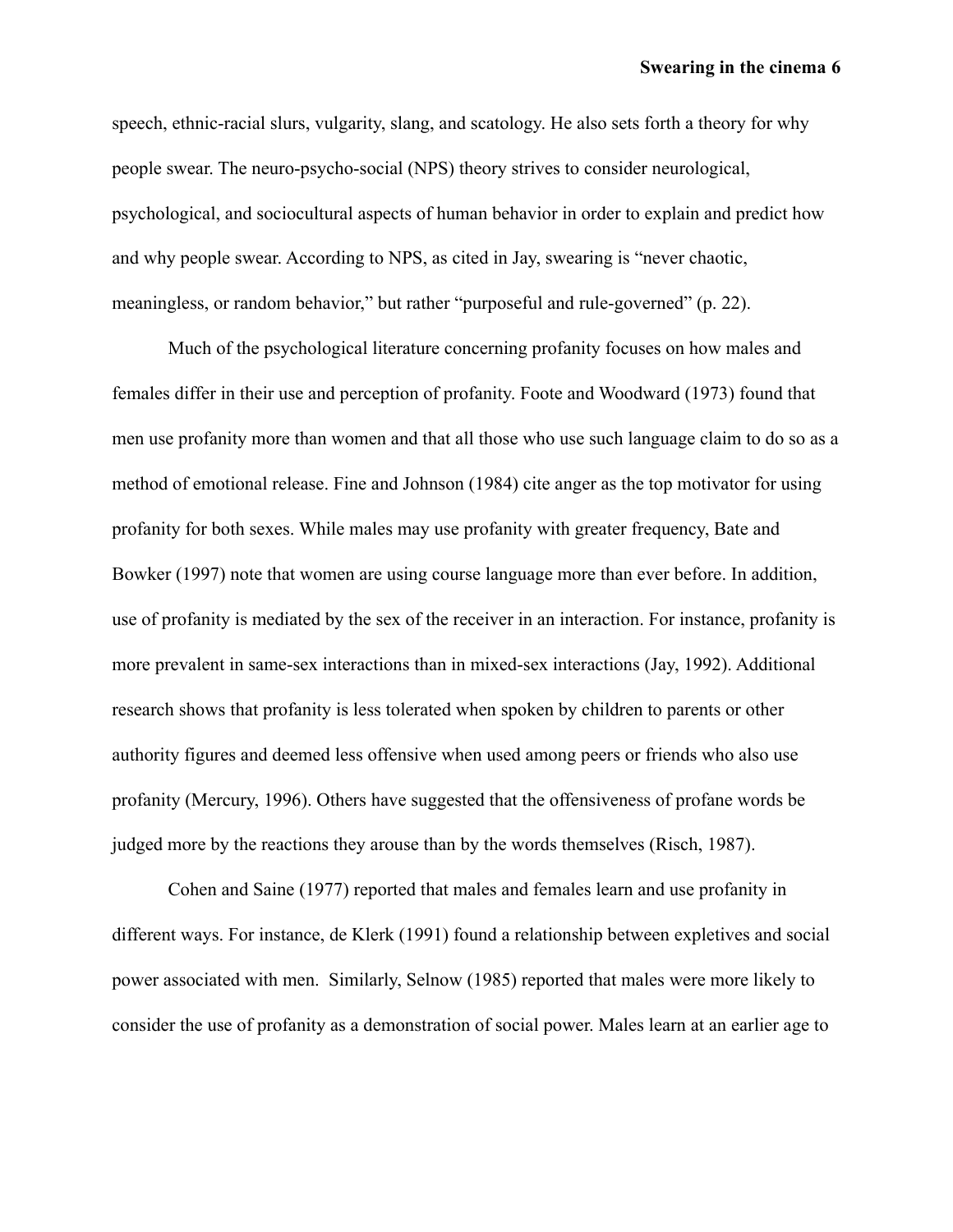speech, ethnic-racial slurs, vulgarity, slang, and scatology. He also sets forth a theory for why people swear. The neuro-psycho-social (NPS) theory strives to consider neurological, psychological, and sociocultural aspects of human behavior in order to explain and predict how and why people swear. According to NPS, as cited in Jay, swearing is "never chaotic, meaningless, or random behavior," but rather "purposeful and rule-governed" (p. 22).

Much of the psychological literature concerning profanity focuses on how males and females differ in their use and perception of profanity. Foote and Woodward (1973) found that men use profanity more than women and that all those who use such language claim to do so as a method of emotional release. Fine and Johnson (1984) cite anger as the top motivator for using profanity for both sexes. While males may use profanity with greater frequency, Bate and Bowker (1997) note that women are using course language more than ever before. In addition, use of profanity is mediated by the sex of the receiver in an interaction. For instance, profanity is more prevalent in same-sex interactions than in mixed-sex interactions (Jay, 1992). Additional research shows that profanity is less tolerated when spoken by children to parents or other authority figures and deemed less offensive when used among peers or friends who also use profanity (Mercury, 1996). Others have suggested that the offensiveness of profane words be judged more by the reactions they arouse than by the words themselves (Risch, 1987).

Cohen and Saine (1977) reported that males and females learn and use profanity in different ways. For instance, de Klerk (1991) found a relationship between expletives and social power associated with men. Similarly, Selnow (1985) reported that males were more likely to consider the use of profanity as a demonstration of social power. Males learn at an earlier age to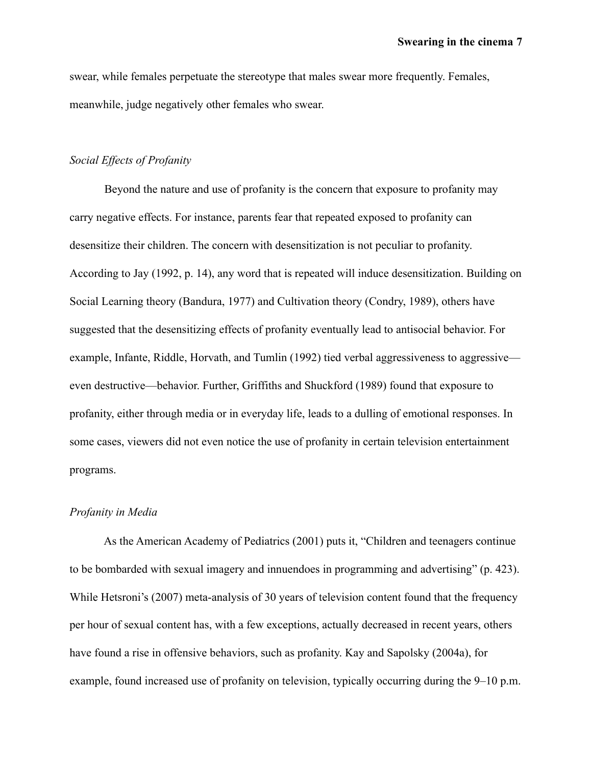swear, while females perpetuate the stereotype that males swear more frequently. Females, meanwhile, judge negatively other females who swear.

*Social Effects of Profanity*

Beyond the nature and use of profanity is the concern that exposure to profanity may carry negative effects. For instance, parents fear that repeated exposed to profanity can desensitize their children. The concern with desensitization is not peculiar to profanity. According to Jay (1992, p. 14), any word that is repeated will induce desensitization. Building on Social Learning theory (Bandura, 1977) and Cultivation theory (Condry, 1989), others have suggested that the desensitizing effects of profanity eventually lead to antisocial behavior. For example, Infante, Riddle, Horvath, and Tumlin (1992) tied verbal aggressiveness to aggressive—even destructive—behavior. Further, Griffiths and Shuckford (1989) found that exposure to profanity, either through media or in everyday life, leads to a dulling of emotional responses. In some cases, viewers did not even notice the use of profanity in certain television entertainment programs.

*Profanity in Media*

As the American Academy of Pediatrics (2001) puts it, "Children and teenagers continue to be bombarded with sexual imagery and innuendoes in programming and advertising" (p. 423). While Hetsroni's (2007) meta-analysis of 30 years of television content found that the frequency per hour of sexual content has, with a few exceptions, actually decreased in recent years, others have found a rise in offensive behaviors, such as profanity. Kay and Sapolsky (2004a), for example, found increased use of profanity on television, typically occurring during the 9–10 p.m.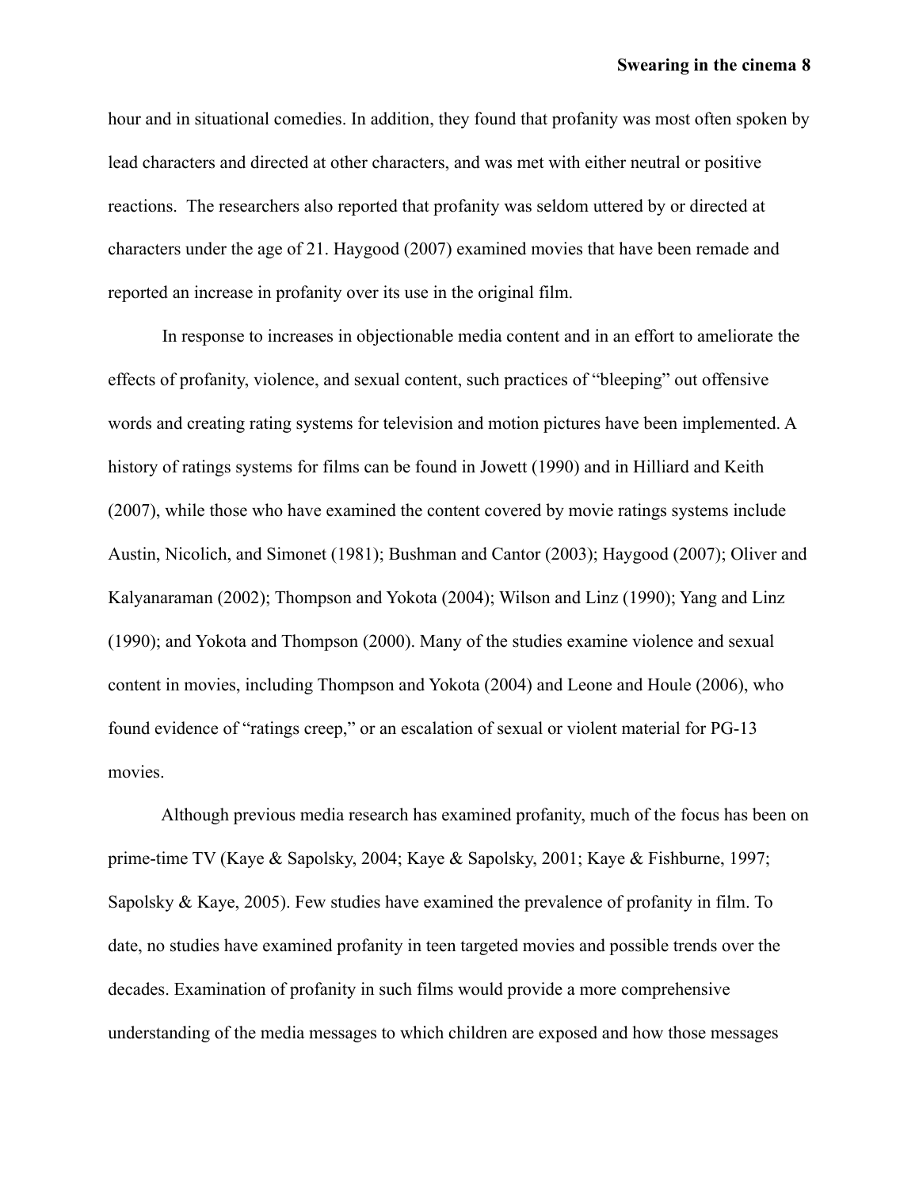hour and in situational comedies. In addition, they found that profanity was most often spoken by lead characters and directed at other characters, and was met with either neutral or positive reactions. The researchers also reported that profanity was seldom uttered by or directed at characters under the age of 21. Haygood (2007) examined movies that have been remade and reported an increase in profanity over its use in the original film.

In response to increases in objectionable media content and in an effort to ameliorate the effects of profanity, violence, and sexual content, such practices of "bleeping" out offensive words and creating rating systems for television and motion pictures have been implemented. A history of ratings systems for films can be found in Jowett (1990) and in Hilliard and Keith (2007), while those who have examined the content covered by movie ratings systems include Austin, Nicolich, and Simonet (1981); Bushman and Cantor (2003); Haygood (2007); Oliver and Kalyanaraman (2002); Thompson and Yokota (2004); Wilson and Linz (1990); Yang and Linz (1990); and Yokota and Thompson (2000). Many of the studies examine violence and sexual content in movies, including Thompson and Yokota (2004) and Leone and Houle (2006), who found evidence of "ratings creep," or an escalation of sexual or violent material for PG-13 movies.

Although previous media research has examined profanity, much of the focus has been on prime-time TV (Kaye & Sapolsky, 2004; Kaye & Sapolsky, 2001; Kaye & Fishburne, 1997; Sapolsky & Kaye, 2005). Few studies have examined the prevalence of profanity in film. To date, no studies have examined profanity in teen targeted movies and possible trends over the decades. Examination of profanity in such films would provide a more comprehensive understanding of the media messages to which children are exposed and how those messages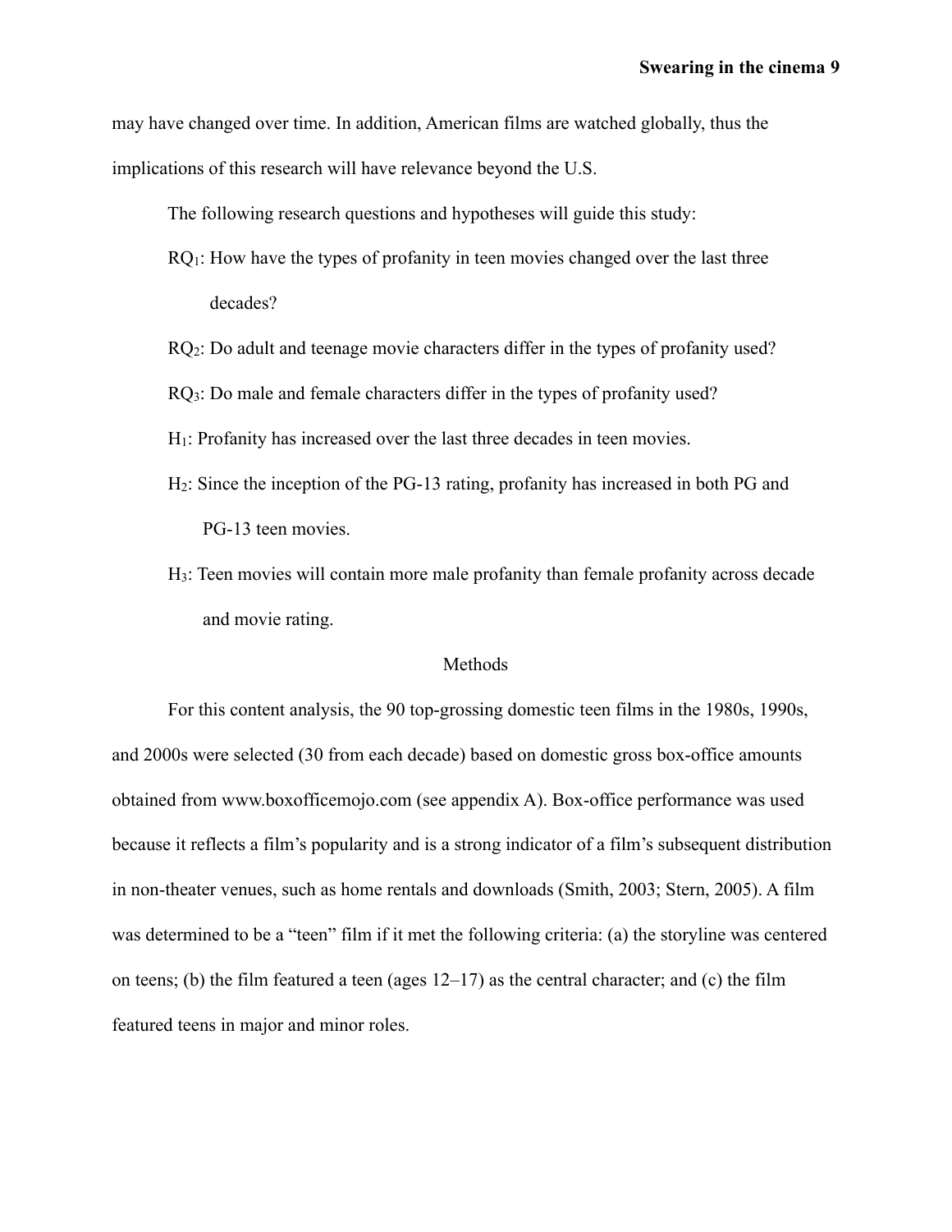may have changed over time. In addition, American films are watched globally, thus the implications of this research will have relevance beyond the U.S.

The following research questions and hypotheses will guide this study:

$RQ_1$: How have the types of profanity in teen movies changed over the last three decades?

$RQ_2$: Do adult and teenage movie characters differ in the types of profanity used?

$RQ_3$: Do male and female characters differ in the types of profanity used?

$H_1$: Profanity has increased over the last three decades in teen movies.

$H_2$: Since the inception of the PG-13 rating, profanity has increased in both PG and PG-13 teen movies.

$H_3$: Teen movies will contain more male profanity than female profanity across decade and movie rating.

## Methods

For this content analysis, the 90 top-grossing domestic teen films in the 1980s, 1990s, and 2000s were selected (30 from each decade) based on domestic gross box-office amounts obtained from www.boxofficemojo.com (see appendix A). Box-office performance was used because it reflects a film's popularity and is a strong indicator of a film's subsequent distribution in non-theater venues, such as home rentals and downloads (Smith, 2003; Stern, 2005). A film was determined to be a "teen" film if it met the following criteria: (a) the storyline was centered on teens; (b) the film featured a teen (ages 12–17) as the central character; and (c) the film featured teens in major and minor roles.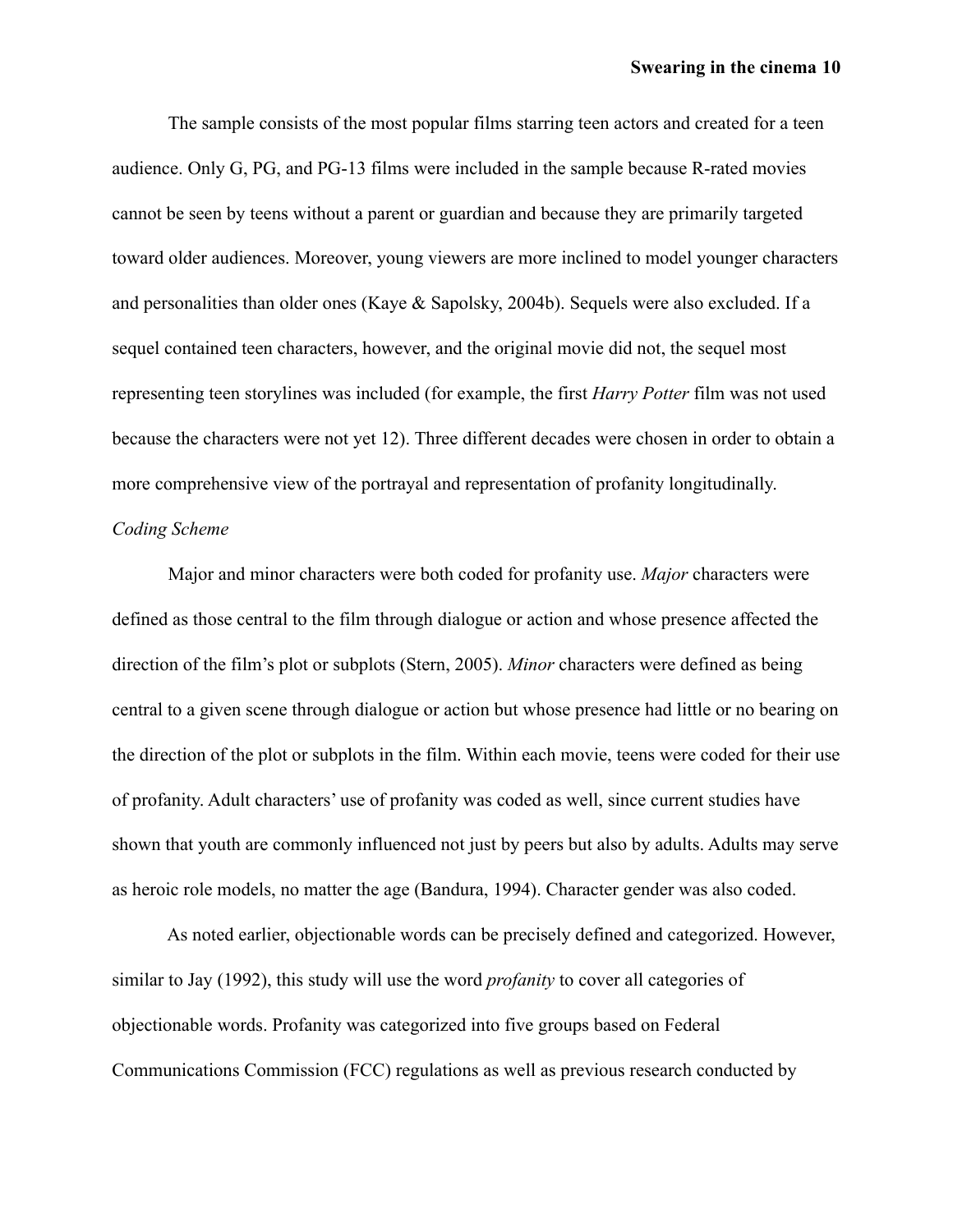The sample consists of the most popular films starring teen actors and created for a teen audience. Only G, PG, and PG-13 films were included in the sample because R-rated movies cannot be seen by teens without a parent or guardian and because they are primarily targeted toward older audiences. Moreover, young viewers are more inclined to model younger characters and personalities than older ones (Kaye & Sapolsky, 2004b). Sequels were also excluded. If a sequel contained teen characters, however, and the original movie did not, the sequel most representing teen storylines was included (for example, the first *Harry Potter* film was not used because the characters were not yet 12). Three different decades were chosen in order to obtain a more comprehensive view of the portrayal and representation of profanity longitudinally.

*Coding Scheme*

Major and minor characters were both coded for profanity use. *Major* characters were defined as those central to the film through dialogue or action and whose presence affected the direction of the film's plot or subplots (Stern, 2005). *Minor* characters were defined as being central to a given scene through dialogue or action but whose presence had little or no bearing on the direction of the plot or subplots in the film. Within each movie, teens were coded for their use of profanity. Adult characters' use of profanity was coded as well, since current studies have shown that youth are commonly influenced not just by peers but also by adults. Adults may serve as heroic role models, no matter the age (Bandura, 1994). Character gender was also coded.

As noted earlier, objectionable words can be precisely defined and categorized. However, similar to Jay (1992), this study will use the word *profanity* to cover all categories of objectionable words. Profanity was categorized into five groups based on Federal Communications Commission (FCC) regulations as well as previous research conducted by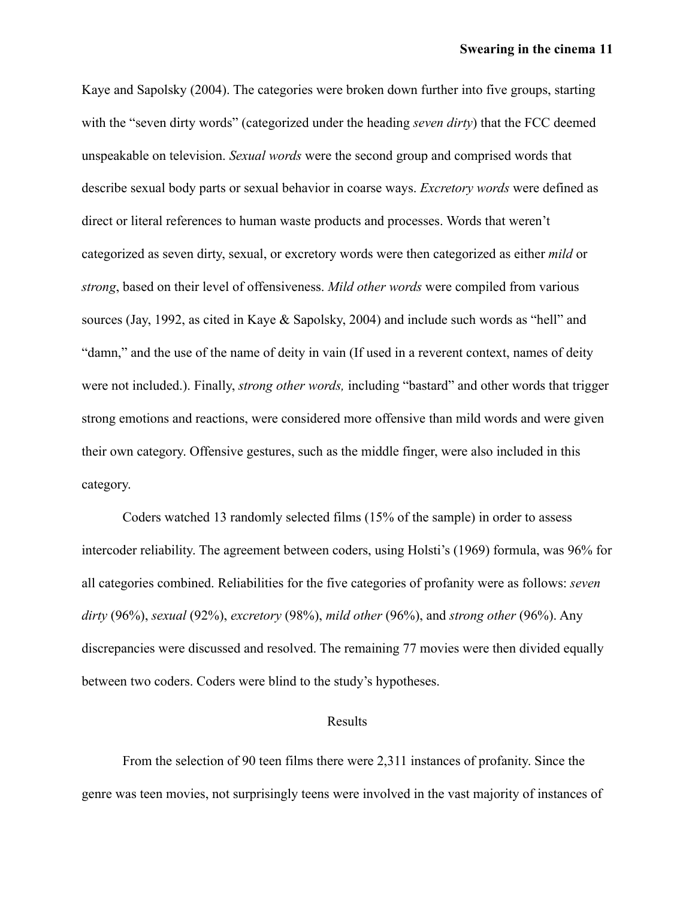Kaye and Sapolsky (2004). The categories were broken down further into five groups, starting with the "seven dirty words" (categorized under the heading *seven dirty*) that the FCC deemed unspeakable on television. *Sexual words* were the second group and comprised words that describe sexual body parts or sexual behavior in coarse ways. *Excretory words* were defined as direct or literal references to human waste products and processes. Words that weren't categorized as seven dirty, sexual, or excretory words were then categorized as either *mild* or *strong*, based on their level of offensiveness. *Mild other words* were compiled from various sources (Jay, 1992, as cited in Kaye & Sapolsky, 2004) and include such words as "hell" and "damn," and the use of the name of deity in vain (If used in a reverent context, names of deity were not included.). Finally, *strong other words,* including "bastard" and other words that trigger strong emotions and reactions, were considered more offensive than mild words and were given their own category. Offensive gestures, such as the middle finger, were also included in this category.

Coders watched 13 randomly selected films (15% of the sample) in order to assess intercoder reliability. The agreement between coders, using Holsti's (1969) formula, was 96% for all categories combined. Reliabilities for the five categories of profanity were as follows: *seven dirty* (96%), *sexual* (92%), *excretory* (98%), *mild other* (96%), and *strong other* (96%). Any discrepancies were discussed and resolved. The remaining 77 movies were then divided equally between two coders. Coders were blind to the study's hypotheses.

## Results

From the selection of 90 teen films there were 2,311 instances of profanity. Since the genre was teen movies, not surprisingly teens were involved in the vast majority of instances of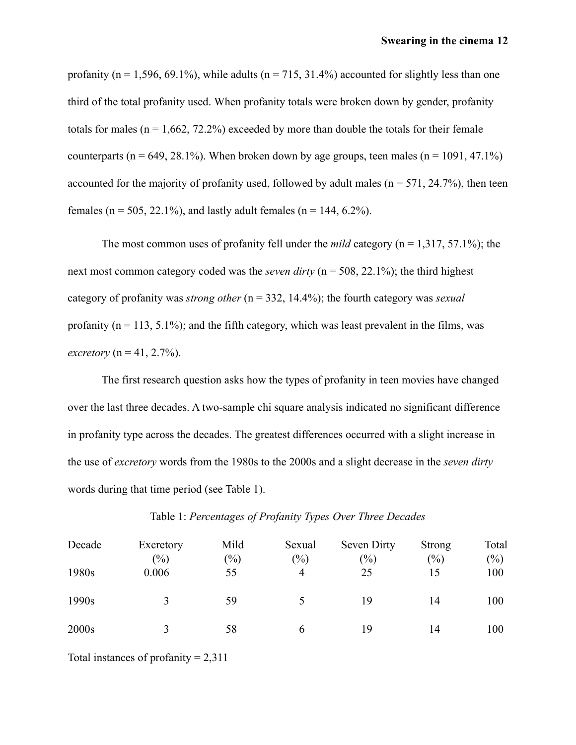profanity (n = 1,596, 69.1%), while adults (n = 715, 31.4%) accounted for slightly less than one third of the total profanity used. When profanity totals were broken down by gender, profanity totals for males (n = 1,662, 72.2%) exceeded by more than double the totals for their female counterparts (n = 649, 28.1%). When broken down by age groups, teen males (n = 1091, 47.1%) accounted for the majority of profanity used, followed by adult males (n = 571, 24.7%), then teen females (n = 505, 22.1%), and lastly adult females (n = 144, 6.2%).

The most common uses of profanity fell under the *mild* category (n = 1,317, 57.1%); the next most common category coded was the *seven dirty* (n = 508, 22.1%); the third highest category of profanity was *strong other* (n = 332, 14.4%); the fourth category was *sexual* profanity (n = 113, 5.1%); and the fifth category, which was least prevalent in the films, was *excretory* (n = 41, 2.7%).

The first research question asks how the types of profanity in teen movies have changed over the last three decades. A two-sample chi square analysis indicated no significant difference in profanity type across the decades. The greatest differences occurred with a slight increase in the use of *excretory* words from the 1980s to the 2000s and a slight decrease in the *seven dirty* words during that time period (see Table 1).

Table 1: *Percentages of Profanity Types Over Three Decades*

| Decade | Excretory (%) | Mild (%) | Sexual (%) | Seven Dirty (%) | Strong (%) | Total (%) |
|---|---|---|---|---|---|---|
| 1980s | 0.006 | 55 | 4 | 25 | 15 | 100 |
| 1990s | 3 | 59 | 5 | 19 | 14 | 100 |
| 2000s | 3 | 58 | 6 | 19 | 14 | 100 |

Total instances of profanity = 2,311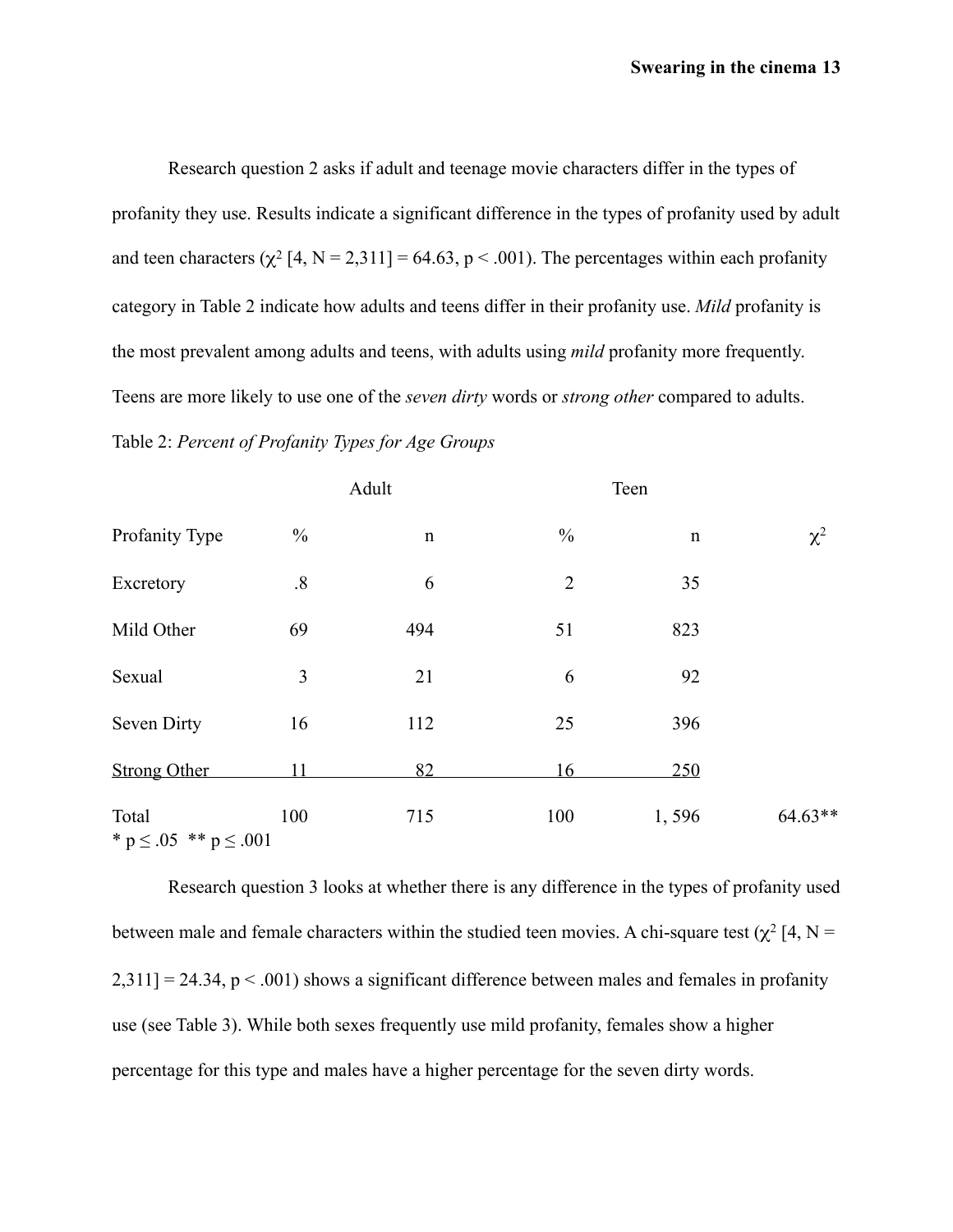Research question 2 asks if adult and teenage movie characters differ in the types of profanity they use. Results indicate a significant difference in the types of profanity used by adult and teen characters ($\chi^2$ [4, N = 2,311] = 64.63, p < .001). The percentages within each profanity category in Table 2 indicate how adults and teens differ in their profanity use. *Mild* profanity is the most prevalent among adults and teens, with adults using *mild* profanity more frequently. Teens are more likely to use one of the *seven dirty* words or *strong other* compared to adults.

Table 2: *Percent of Profanity Types for Age Groups*

| | Adult | | Teen | | |
|---|---|---|---|---|---|
| Profanity Type | % | n | % | n | $\chi^2$ |
| Excretory | .8 | 6 | 2 | 35 | |
| Mild Other | 69 | 494 | 51 | 823 | |
| Sexual | 3 | 21 | 6 | 92 | |
| Seven Dirty | 16 | 112 | 25 | 396 | |
| Strong Other | 11 | 82 | 16 | 250 | |
| Total | 100 | 715 | 100 | 1, 596 | 64.63** |

\* p ≤ .05 ** p ≤ .001

Research question 3 looks at whether there is any difference in the types of profanity used between male and female characters within the studied teen movies. A chi-square test ($\chi^2$ [4, N = 2,311] = 24.34, p < .001) shows a significant difference between males and females in profanity use (see Table 3). While both sexes frequently use mild profanity, females show a higher percentage for this type and males have a higher percentage for the seven dirty words.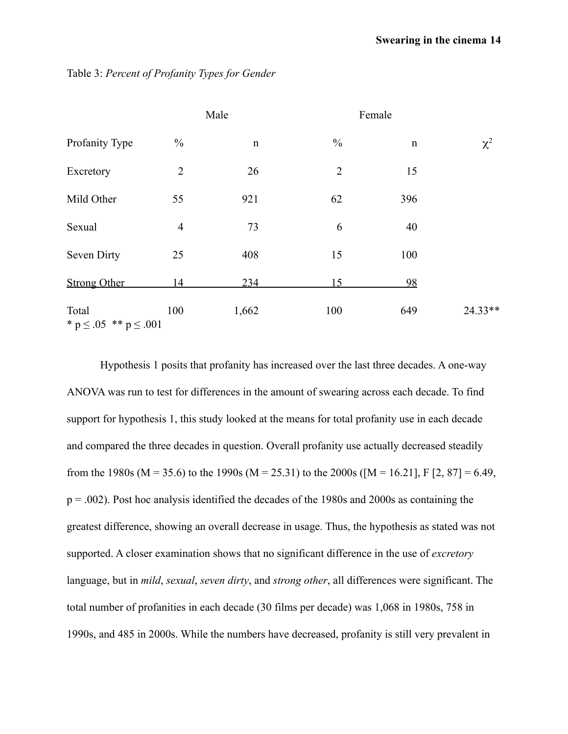Table 3: *Percent of Profanity Types for Gender*

| | Male | | Female | | |
|---|---|---|---|---|---|
| Profanity Type | % | n | % | n | $\chi^2$ |
| Excretory | 2 | 26 | 2 | 15 | |
| Mild Other | 55 | 921 | 62 | 396 | |
| Sexual | 4 | 73 | 6 | 40 | |
| Seven Dirty | 25 | 408 | 15 | 100 | |
| Strong Other | 14 | 234 | 15 | 98 | |
| Total | 100 | 1,662 | 100 | 649 | 24.33** |

\* $p \leq .05$ ** $p \leq .001$

Hypothesis 1 posits that profanity has increased over the last three decades. A one-way ANOVA was run to test for differences in the amount of swearing across each decade. To find support for hypothesis 1, this study looked at the means for total profanity use in each decade and compared the three decades in question. Overall profanity use actually decreased steadily from the 1980s (M = 35.6) to the 1990s (M = 25.31) to the 2000s ([M = 16.21], $F$ [2, 87] = 6.49, $p$ = .002). Post hoc analysis identified the decades of the 1980s and 2000s as containing the greatest difference, showing an overall decrease in usage. Thus, the hypothesis as stated was not supported. A closer examination shows that no significant difference in the use of *excretory* language, but in *mild*, *sexual*, *seven dirty*, and *strong other*, all differences were significant. The total number of profanities in each decade (30 films per decade) was 1,068 in 1980s, 758 in 1990s, and 485 in 2000s. While the numbers have decreased, profanity is still very prevalent in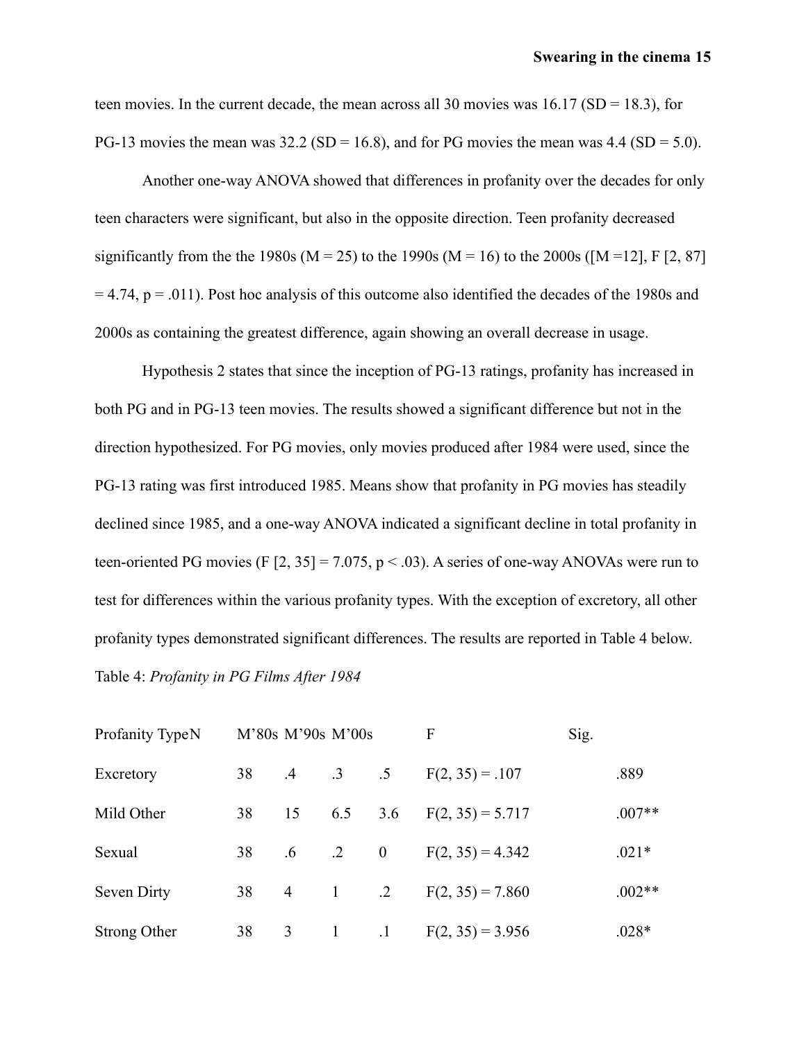teen movies. In the current decade, the mean across all 30 movies was 16.17 (SD = 18.3), for PG-13 movies the mean was 32.2 (SD = 16.8), and for PG movies the mean was 4.4 (SD = 5.0).

Another one-way ANOVA showed that differences in profanity over the decades for only teen characters were significant, but also in the opposite direction. Teen profanity decreased significantly from the the 1980s (M = 25) to the 1990s (M = 16) to the 2000s ([M =12], F [2, 87] = 4.74, p = .011). Post hoc analysis of this outcome also identified the decades of the 1980s and 2000s as containing the greatest difference, again showing an overall decrease in usage.

Hypothesis 2 states that since the inception of PG-13 ratings, profanity has increased in both PG and in PG-13 teen movies. The results showed a significant difference but not in the direction hypothesized. For PG movies, only movies produced after 1984 were used, since the PG-13 rating was first introduced 1985. Means show that profanity in PG movies has steadily declined since 1985, and a one-way ANOVA indicated a significant decline in total profanity in teen-oriented PG movies (F [2, 35] = 7.075, p < .03). A series of one-way ANOVAs were run to test for differences within the various profanity types. With the exception of excretory, all other profanity types demonstrated significant differences. The results are reported in Table 4 below.

Table 4: *Profanity in PG Films After 1984*

| Profanity Type | N | M'80s | M'90s | M'00s | F | Sig. |
|---|---|---|---|---|---|---|
| Excretory | 38 | .4 | .3 | .5 | F(2, 35) = .107 | .889 |
| Mild Other | 38 | 15 | 6.5 | 3.6 | F(2, 35) = 5.717 | .007** |
| Sexual | 38 | .6 | .2 | 0 | F(2, 35) = 4.342 | .021* |
| Seven Dirty | 38 | 4 | 1 | .2 | F(2, 35) = 7.860 | .002** |
| Strong Other | 38 | 3 | 1 | .1 | F(2, 35) = 3.956 | .028* |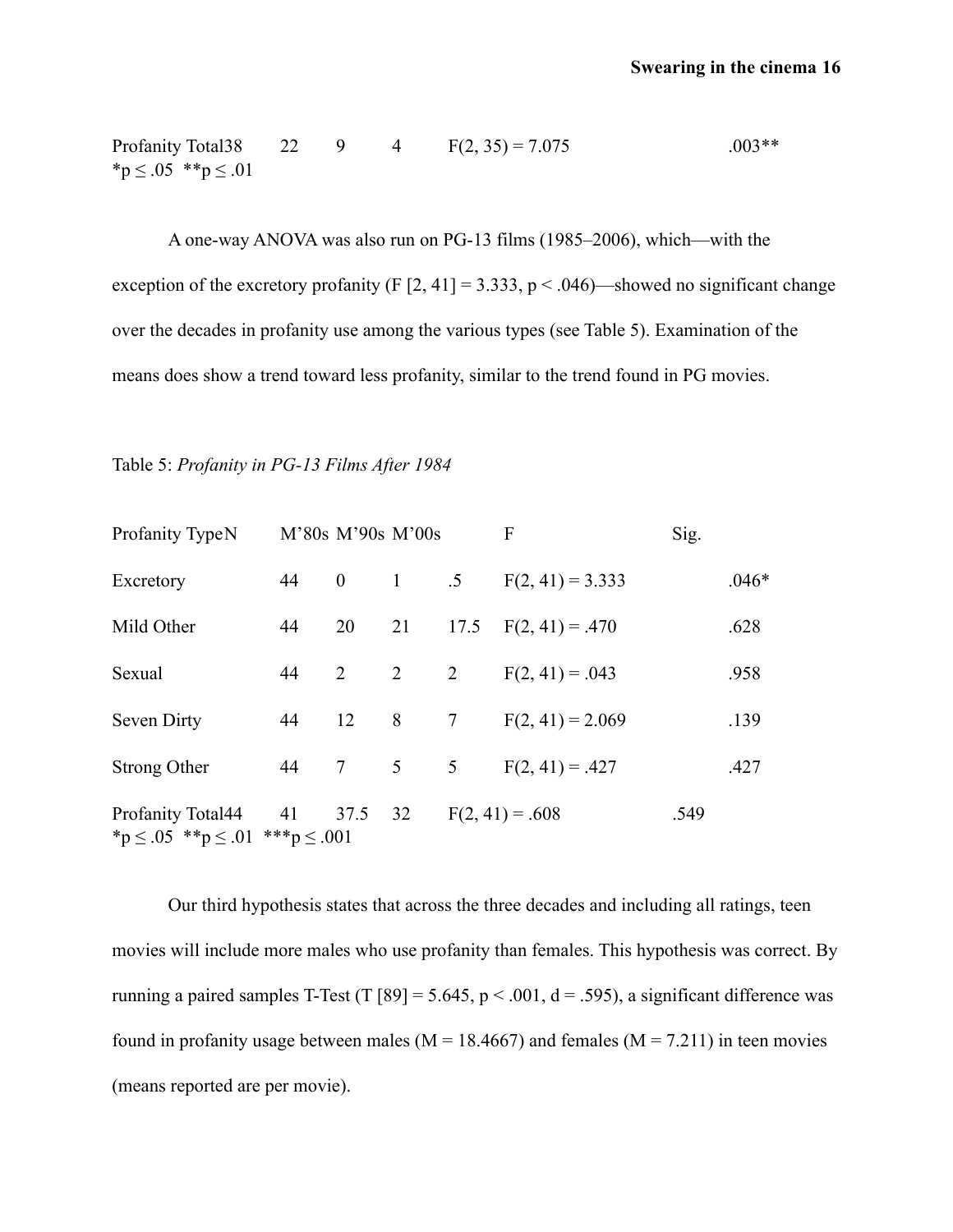| | | | | | | |
|---|---|---|---|---|---|---|
| Profanity Total | 38 | 22 | 9 | 4 | F(2, 35) = 7.075 | .003** |

*p ≤ .05 **p ≤ .01

A one-way ANOVA was also run on PG-13 films (1985–2006), which—with the exception of the excretory profanity (F [2, 41] = 3.333, p < .046)—showed no significant change over the decades in profanity use among the various types (see Table 5). Examination of the means does show a trend toward less profanity, similar to the trend found in PG movies.

Table 5: *Profanity in PG-13 Films After 1984*

| Profanity Type | N | M'80s | M'90s | M'00s | F | Sig. |
|---|---|---|---|---|---|---|
| Excretory | 44 | 0 | 1 | .5 | F(2, 41) = 3.333 | .046* |
| Mild Other | 44 | 20 | 21 | 17.5 | F(2, 41) = .470 | .628 |
| Sexual | 44 | 2 | 2 | 2 | F(2, 41) = .043 | .958 |
| Seven Dirty | 44 | 12 | 8 | 7 | F(2, 41) = 2.069 | .139 |
| Strong Other | 44 | 7 | 5 | 5 | F(2, 41) = .427 | .427 |
| Profanity Total | 44 | 41 | 37.5 | 32 | F(2, 41) = .608 | .549 |

*p ≤ .05 **p ≤ .01 ***p ≤ .001

Our third hypothesis states that across the three decades and including all ratings, teen movies will include more males who use profanity than females. This hypothesis was correct. By running a paired samples T-Test (T [89] = 5.645, p < .001, d = .595), a significant difference was found in profanity usage between males (M = 18.4667) and females (M = 7.211) in teen movies (means reported are per movie).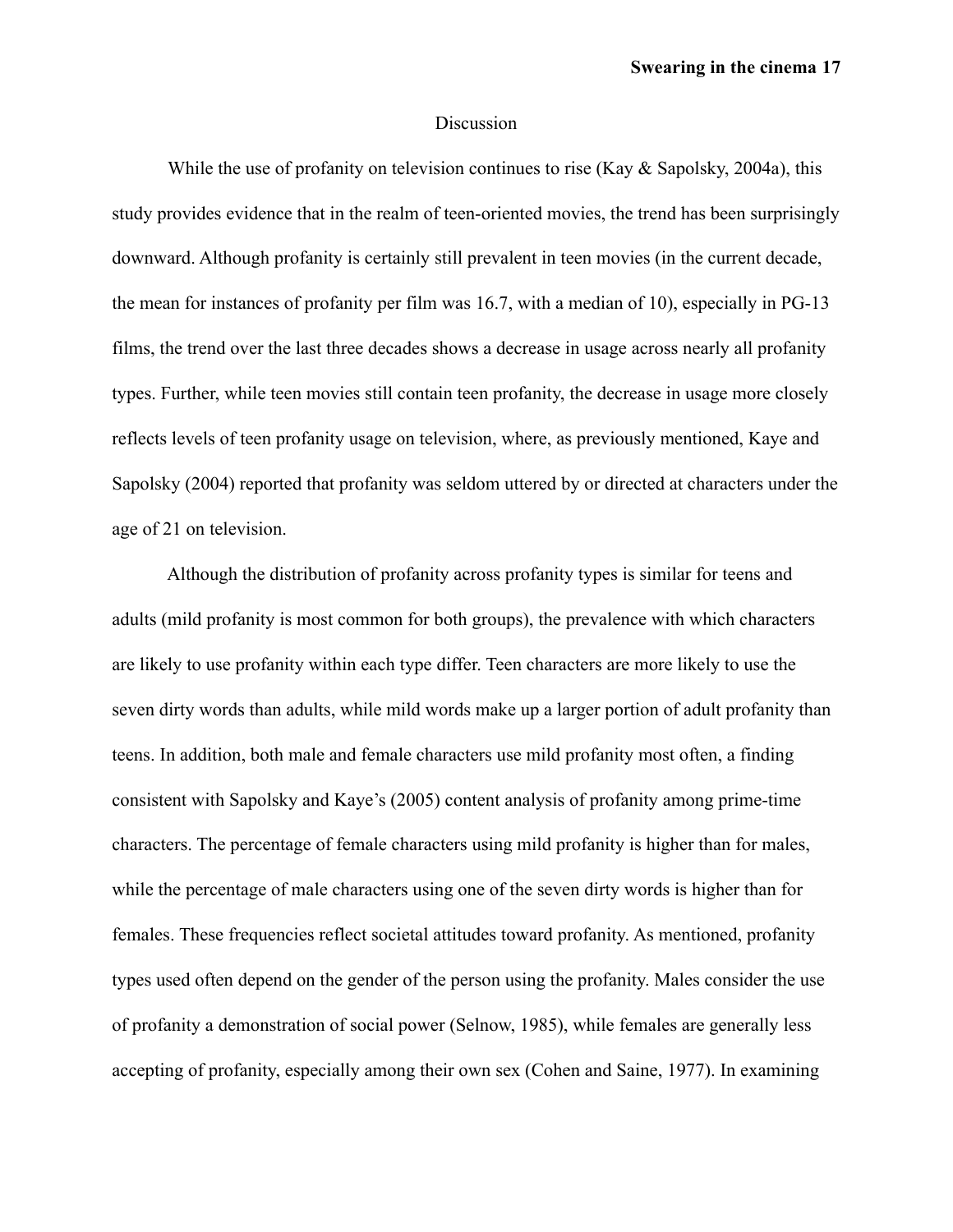## Discussion

While the use of profanity on television continues to rise (Kay & Sapolsky, 2004a), this study provides evidence that in the realm of teen-oriented movies, the trend has been surprisingly downward. Although profanity is certainly still prevalent in teen movies (in the current decade, the mean for instances of profanity per film was 16.7, with a median of 10), especially in PG-13 films, the trend over the last three decades shows a decrease in usage across nearly all profanity types. Further, while teen movies still contain teen profanity, the decrease in usage more closely reflects levels of teen profanity usage on television, where, as previously mentioned, Kaye and Sapolsky (2004) reported that profanity was seldom uttered by or directed at characters under the age of 21 on television.

Although the distribution of profanity across profanity types is similar for teens and adults (mild profanity is most common for both groups), the prevalence with which characters are likely to use profanity within each type differ. Teen characters are more likely to use the seven dirty words than adults, while mild words make up a larger portion of adult profanity than teens. In addition, both male and female characters use mild profanity most often, a finding consistent with Sapolsky and Kaye's (2005) content analysis of profanity among prime-time characters. The percentage of female characters using mild profanity is higher than for males, while the percentage of male characters using one of the seven dirty words is higher than for females. These frequencies reflect societal attitudes toward profanity. As mentioned, profanity types used often depend on the gender of the person using the profanity. Males consider the use of profanity a demonstration of social power (Selnow, 1985), while females are generally less accepting of profanity, especially among their own sex (Cohen and Saine, 1977). In examining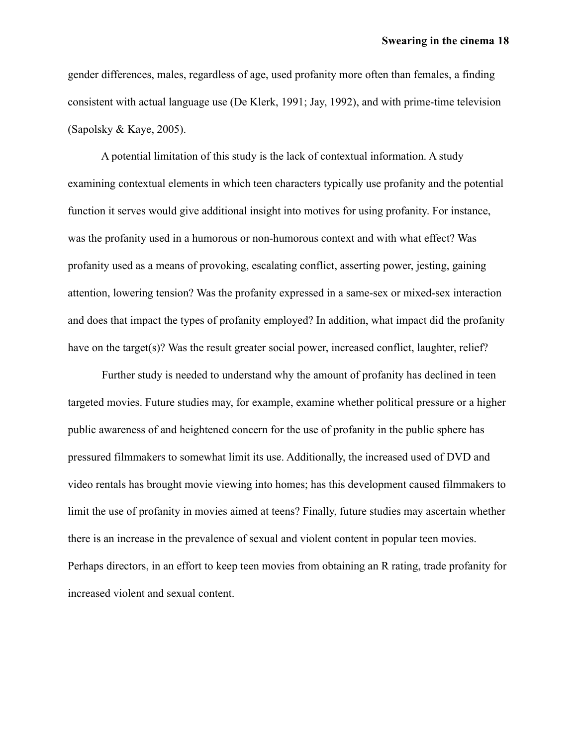gender differences, males, regardless of age, used profanity more often than females, a finding consistent with actual language use (De Klerk, 1991; Jay, 1992), and with prime-time television (Sapolsky & Kaye, 2005).

A potential limitation of this study is the lack of contextual information. A study examining contextual elements in which teen characters typically use profanity and the potential function it serves would give additional insight into motives for using profanity. For instance, was the profanity used in a humorous or non-humorous context and with what effect? Was profanity used as a means of provoking, escalating conflict, asserting power, jesting, gaining attention, lowering tension? Was the profanity expressed in a same-sex or mixed-sex interaction and does that impact the types of profanity employed? In addition, what impact did the profanity have on the target(s)? Was the result greater social power, increased conflict, laughter, relief?

Further study is needed to understand why the amount of profanity has declined in teen targeted movies. Future studies may, for example, examine whether political pressure or a higher public awareness of and heightened concern for the use of profanity in the public sphere has pressured filmmakers to somewhat limit its use. Additionally, the increased used of DVD and video rentals has brought movie viewing into homes; has this development caused filmmakers to limit the use of profanity in movies aimed at teens? Finally, future studies may ascertain whether there is an increase in the prevalence of sexual and violent content in popular teen movies. Perhaps directors, in an effort to keep teen movies from obtaining an R rating, trade profanity for increased violent and sexual content.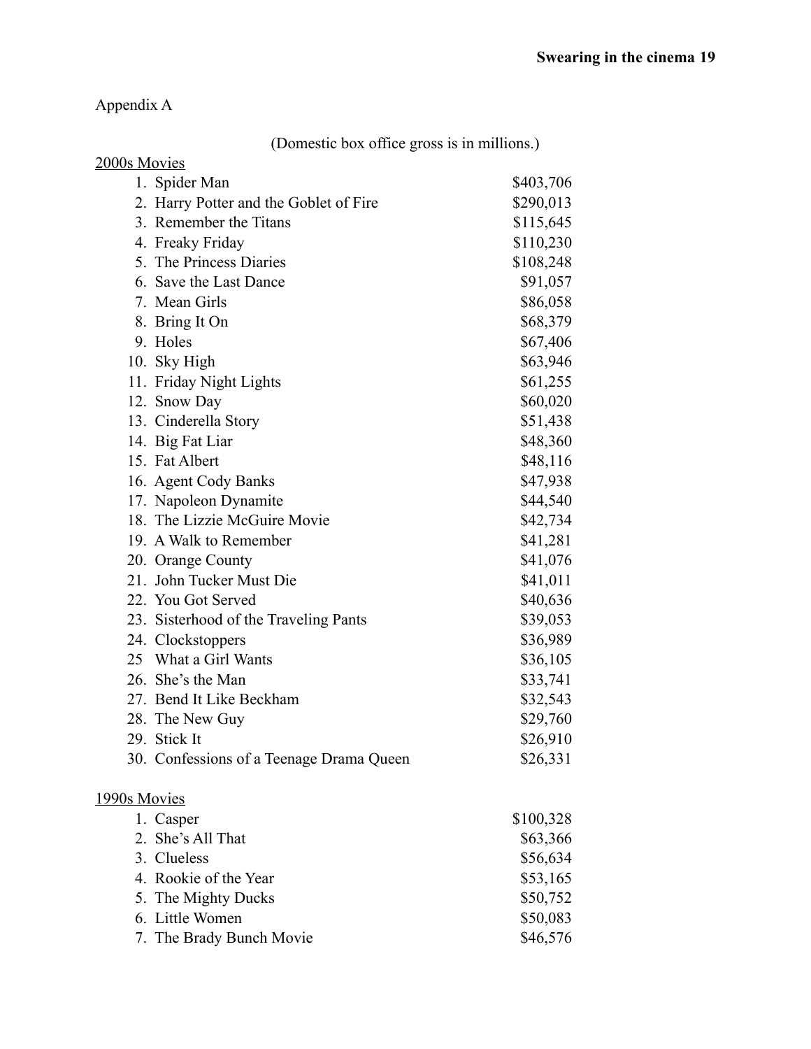Appendix A

(Domestic box office gross is in millions.)

2000s Movies

| | |
|---|---|
| 1. Spider Man | $403,706 |
| 2. Harry Potter and the Goblet of Fire | $290,013 |
| 3. Remember the Titans | $115,645 |
| 4. Freaky Friday | $110,230 |
| 5. The Princess Diaries | $108,248 |
| 6. Save the Last Dance | $91,057 |
| 7. Mean Girls | $86,058 |
| 8. Bring It On | $68,379 |
| 9. Holes | $67,406 |
| 10. Sky High | $63,946 |
| 11. Friday Night Lights | $61,255 |
| 12. Snow Day | $60,020 |
| 13. Cinderella Story | $51,438 |
| 14. Big Fat Liar | $48,360 |
| 15. Fat Albert | $48,116 |
| 16. Agent Cody Banks | $47,938 |
| 17. Napoleon Dynamite | $44,540 |
| 18. The Lizzie McGuire Movie | $42,734 |
| 19. A Walk to Remember | $41,281 |
| 20. Orange County | $41,076 |
| 21. John Tucker Must Die | $41,011 |
| 22. You Got Served | $40,636 |
| 23. Sisterhood of the Traveling Pants | $39,053 |
| 24. Clockstoppers | $36,989 |
| 25 What a Girl Wants | $36,105 |
| 26. She's the Man | $33,741 |
| 27. Bend It Like Beckham | $32,543 |
| 28. The New Guy | $29,760 |
| 29. Stick It | $26,910 |
| 30. Confessions of a Teenage Drama Queen | $26,331 |

1990s Movies

| | |
|---|---|
| 1. Casper | $100,328 |
| 2. She's All That | $63,366 |
| 3. Clueless | $56,634 |
| 4. Rookie of the Year | $53,165 |
| 5. The Mighty Ducks | $50,752 |
| 6. Little Women | $50,083 |
| 7. The Brady Bunch Movie | $46,576 |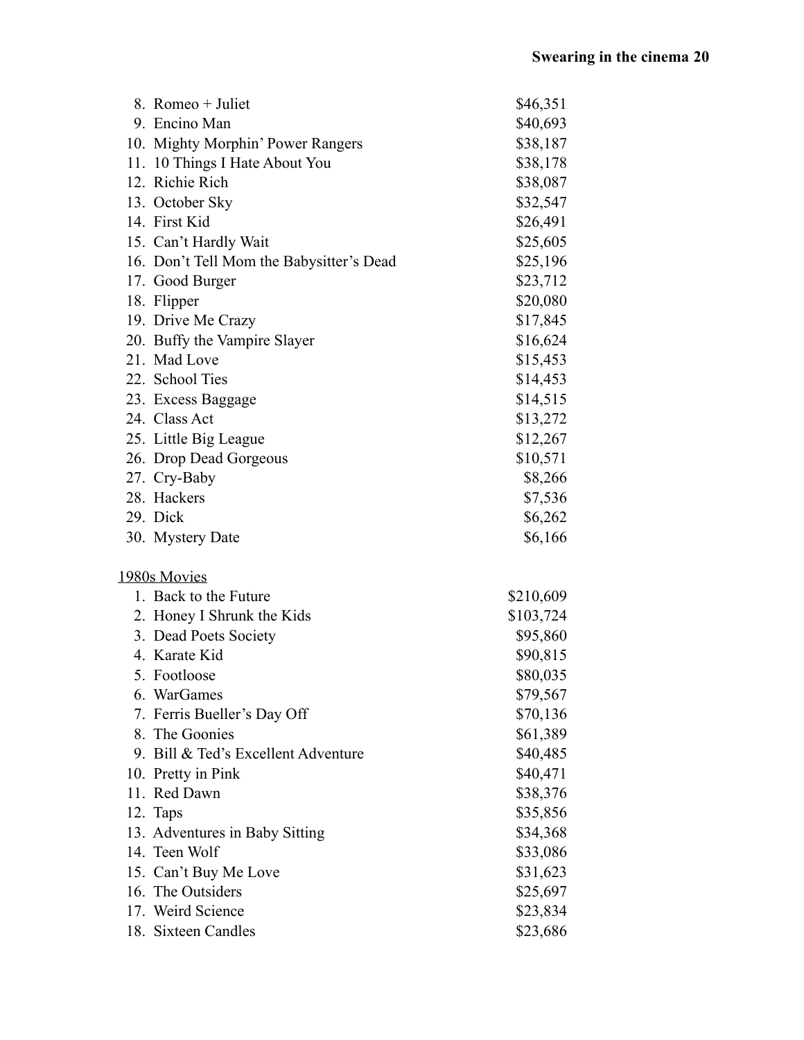| | | |
|---|---|---|
| 8. | Romeo + Juliet | $46,351 |
| 9. | Encino Man | $40,693 |
| 10. | Mighty Morphin' Power Rangers | $38,187 |
| 11. | 10 Things I Hate About You | $38,178 |
| 12. | Richie Rich | $38,087 |
| 13. | October Sky | $32,547 |
| 14. | First Kid | $26,491 |
| 15. | Can't Hardly Wait | $25,605 |
| 16. | Don't Tell Mom the Babysitter's Dead | $25,196 |
| 17. | Good Burger | $23,712 |
| 18. | Flipper | $20,080 |
| 19. | Drive Me Crazy | $17,845 |
| 20. | Buffy the Vampire Slayer | $16,624 |
| 21. | Mad Love | $15,453 |
| 22. | School Ties | $14,453 |
| 23. | Excess Baggage | $14,515 |
| 24. | Class Act | $13,272 |
| 25. | Little Big League | $12,267 |
| 26. | Drop Dead Gorgeous | $10,571 |
| 27. | Cry-Baby | $8,266 |
| 28. | Hackers | $7,536 |
| 29. | Dick | $6,262 |
| 30. | Mystery Date | $6,166 |

<u>1980s Movies</u>

| | | |
|---|---|---|
| 1. | Back to the Future | $210,609 |
| 2. | Honey I Shrunk the Kids | $103,724 |
| 3. | Dead Poets Society | $95,860 |
| 4. | Karate Kid | $90,815 |
| 5. | Footloose | $80,035 |
| 6. | WarGames | $79,567 |
| 7. | Ferris Bueller's Day Off | $70,136 |
| 8. | The Goonies | $61,389 |
| 9. | Bill & Ted's Excellent Adventure | $40,485 |
| 10. | Pretty in Pink | $40,471 |
| 11. | Red Dawn | $38,376 |
| 12. | Taps | $35,856 |
| 13. | Adventures in Baby Sitting | $34,368 |
| 14. | Teen Wolf | $33,086 |
| 15. | Can't Buy Me Love | $31,623 |
| 16. | The Outsiders | $25,697 |
| 17. | Weird Science | $23,834 |
| 18. | Sixteen Candles | $23,686 |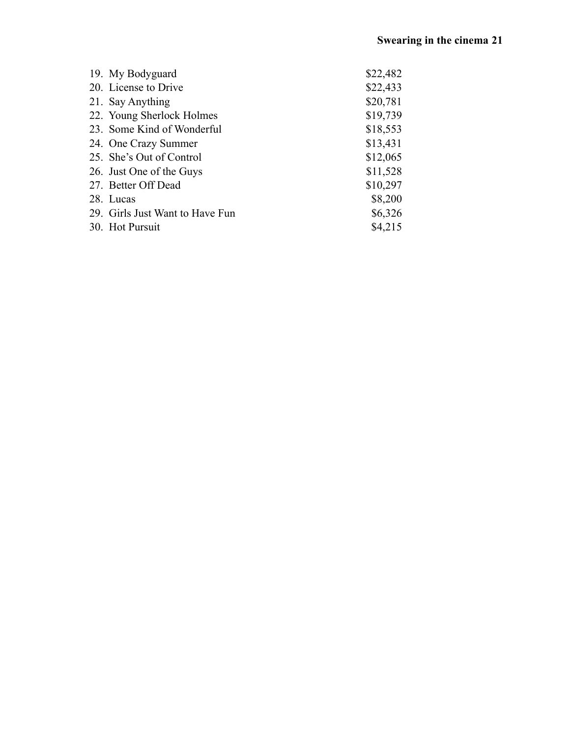| | | |
|---|---|---|
| 19. | My Bodyguard | $22,482 |
| 20. | License to Drive | $22,433 |
| 21. | Say Anything | $20,781 |
| 22. | Young Sherlock Holmes | $19,739 |
| 23. | Some Kind of Wonderful | $18,553 |
| 24. | One Crazy Summer | $13,431 |
| 25. | She's Out of Control | $12,065 |
| 26. | Just One of the Guys | $11,528 |
| 27. | Better Off Dead | $10,297 |
| 28. | Lucas | $8,200 |
| 29. | Girls Just Want to Have Fun | $6,326 |
| 30. | Hot Pursuit | $4,215 |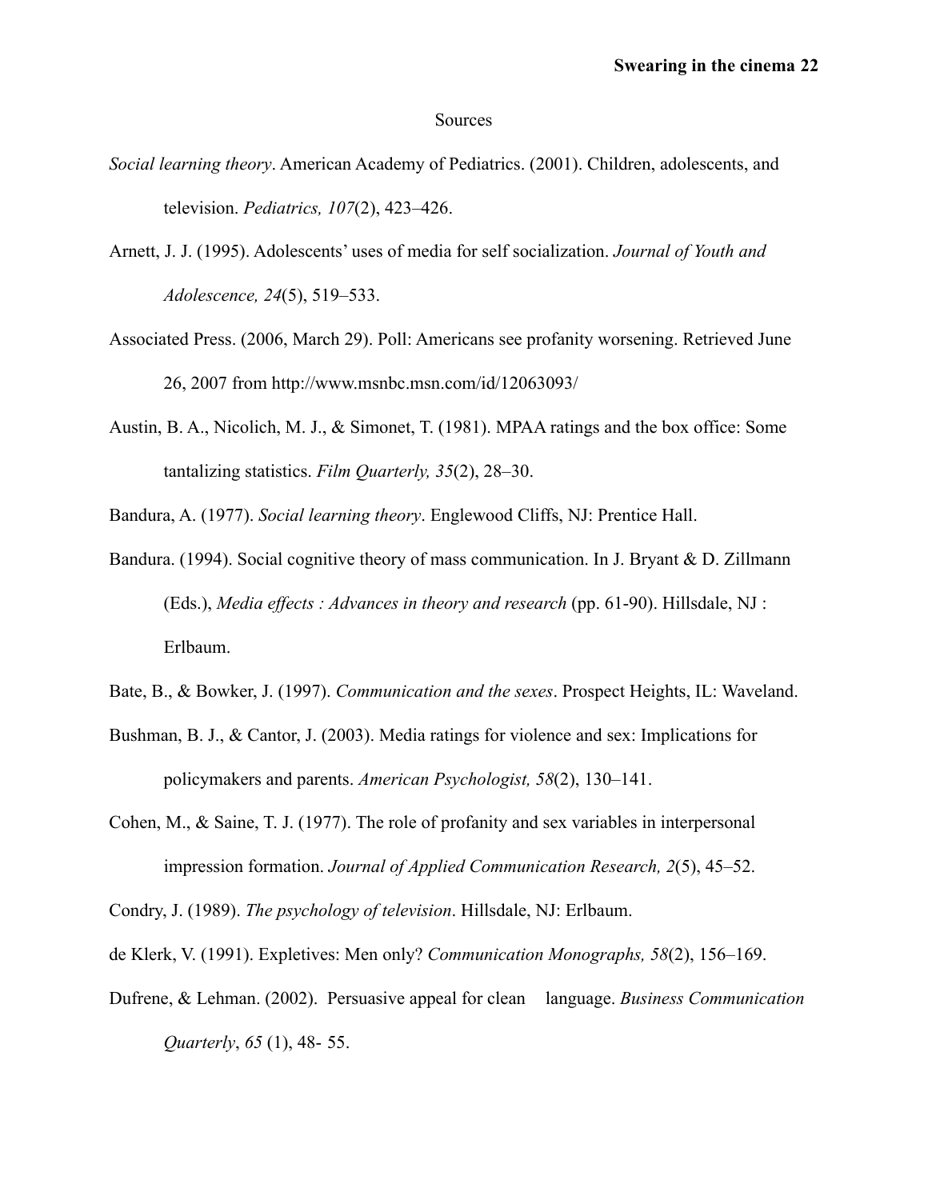Sources

*Social learning theory*. American Academy of Pediatrics. (2001). Children, adolescents, and television. *Pediatrics, 107*(2), 423–426.

Arnett, J. J. (1995). Adolescents' uses of media for self socialization. *Journal of Youth and Adolescence, 24*(5), 519–533.

Associated Press. (2006, March 29). Poll: Americans see profanity worsening. Retrieved June 26, 2007 from http://www.msnbc.msn.com/id/12063093/

Austin, B. A., Nicolich, M. J., & Simonet, T. (1981). MPAA ratings and the box office: Some tantalizing statistics. *Film Quarterly, 35*(2), 28–30.

Bandura, A. (1977). *Social learning theory*. Englewood Cliffs, NJ: Prentice Hall.

Bandura. (1994). Social cognitive theory of mass communication. In J. Bryant & D. Zillmann (Eds.), *Media effects : Advances in theory and research* (pp. 61-90). Hillsdale, NJ : Erlbaum.

Bate, B., & Bowker, J. (1997). *Communication and the sexes*. Prospect Heights, IL: Waveland.

Bushman, B. J., & Cantor, J. (2003). Media ratings for violence and sex: Implications for policymakers and parents. *American Psychologist, 58*(2), 130–141.

Cohen, M., & Saine, T. J. (1977). The role of profanity and sex variables in interpersonal impression formation. *Journal of Applied Communication Research, 2*(5), 45–52.

Condry, J. (1989). *The psychology of television*. Hillsdale, NJ: Erlbaum.

de Klerk, V. (1991). Expletives: Men only? *Communication Monographs, 58*(2), 156–169.

Dufrene, & Lehman. (2002). Persuasive appeal for clean language. *Business Communication Quarterly*, *65* (1), 48- 55.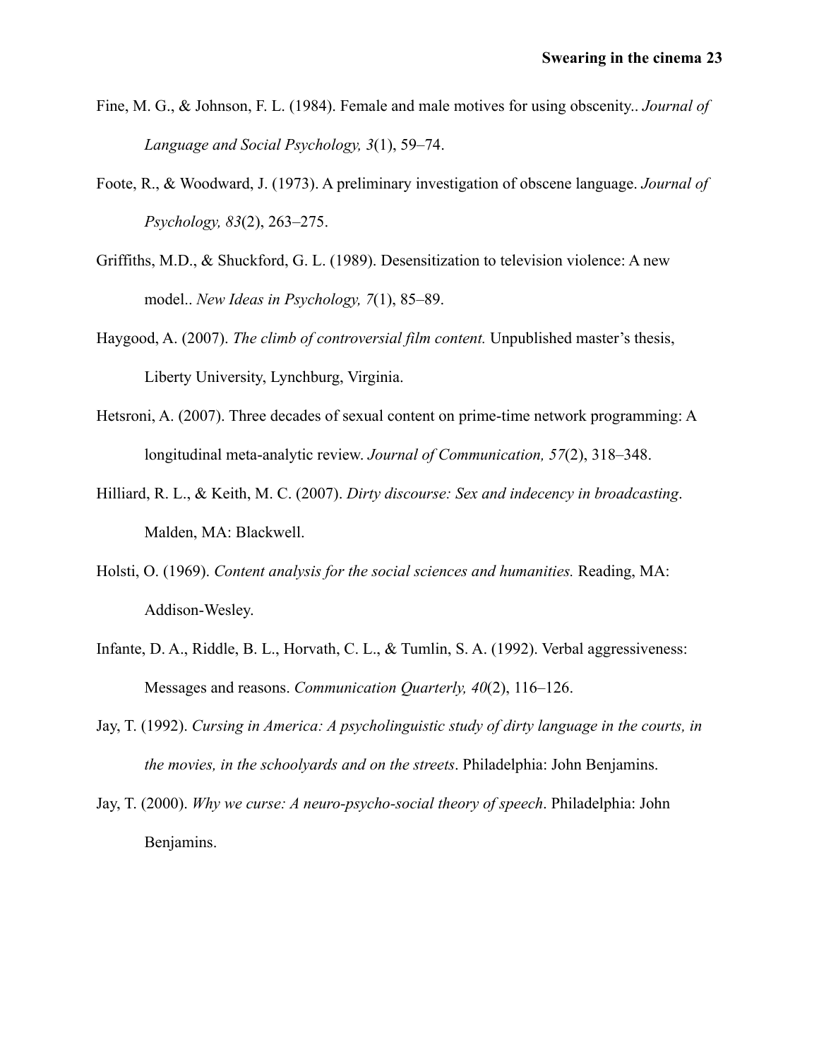Fine, M. G., & Johnson, F. L. (1984). Female and male motives for using obscenity.. *Journal of Language and Social Psychology, 3*(1), 59–74.

Foote, R., & Woodward, J. (1973). A preliminary investigation of obscene language. *Journal of Psychology, 83*(2), 263–275.

Griffiths, M.D., & Shuckford, G. L. (1989). Desensitization to television violence: A new model.. *New Ideas in Psychology, 7*(1), 85–89.

Haygood, A. (2007). *The climb of controversial film content.* Unpublished master's thesis, Liberty University, Lynchburg, Virginia.

Hetsroni, A. (2007). Three decades of sexual content on prime-time network programming: A longitudinal meta-analytic review. *Journal of Communication, 57*(2), 318–348.

Hilliard, R. L., & Keith, M. C. (2007). *Dirty discourse: Sex and indecency in broadcasting*. Malden, MA: Blackwell.

Holsti, O. (1969). *Content analysis for the social sciences and humanities.* Reading, MA: Addison-Wesley.

Infante, D. A., Riddle, B. L., Horvath, C. L., & Tumlin, S. A. (1992). Verbal aggressiveness: Messages and reasons. *Communication Quarterly, 40*(2), 116–126.

Jay, T. (1992). *Cursing in America: A psycholinguistic study of dirty language in the courts, in the movies, in the schoolyards and on the streets*. Philadelphia: John Benjamins.

Jay, T. (2000). *Why we curse: A neuro-psycho-social theory of speech*. Philadelphia: John Benjamins.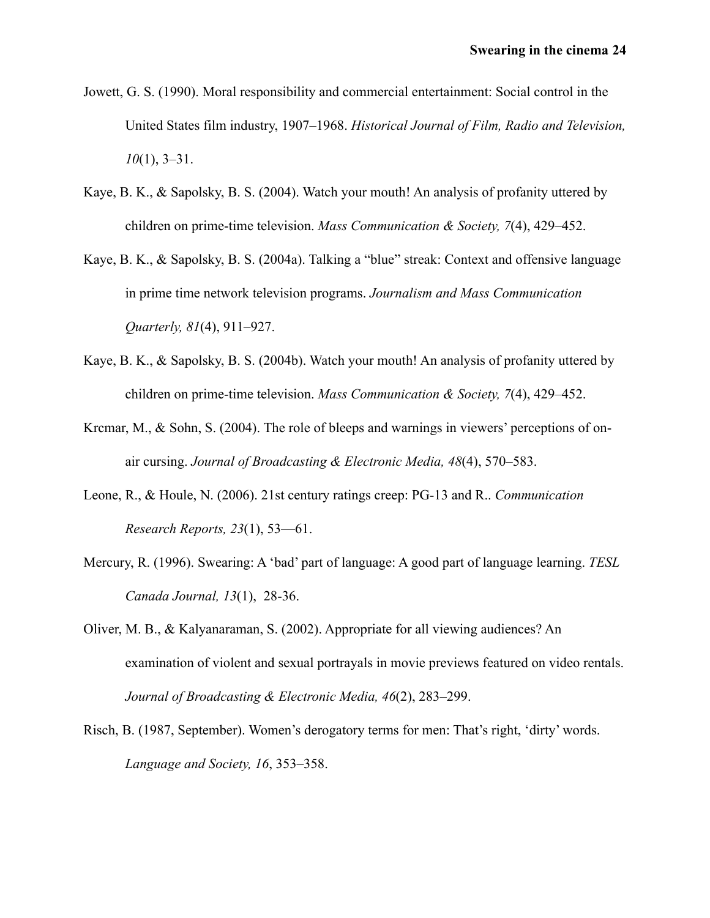Jowett, G. S. (1990). Moral responsibility and commercial entertainment: Social control in the United States film industry, 1907–1968. *Historical Journal of Film, Radio and Television, 10*(1), 3–31.

Kaye, B. K., & Sapolsky, B. S. (2004). Watch your mouth! An analysis of profanity uttered by children on prime-time television. *Mass Communication & Society, 7*(4), 429–452.

Kaye, B. K., & Sapolsky, B. S. (2004a). Talking a "blue" streak: Context and offensive language in prime time network television programs. *Journalism and Mass Communication Quarterly, 81*(4), 911–927.

Kaye, B. K., & Sapolsky, B. S. (2004b). Watch your mouth! An analysis of profanity uttered by children on prime-time television. *Mass Communication & Society, 7*(4), 429–452.

Krcmar, M., & Sohn, S. (2004). The role of bleeps and warnings in viewers' perceptions of on-air cursing. *Journal of Broadcasting & Electronic Media, 48*(4), 570–583.

Leone, R., & Houle, N. (2006). 21st century ratings creep: PG-13 and R.. *Communication Research Reports, 23*(1), 53—61.

Mercury, R. (1996). Swearing: A 'bad' part of language: A good part of language learning. *TESL Canada Journal, 13*(1), 28-36.

Oliver, M. B., & Kalyanaraman, S. (2002). Appropriate for all viewing audiences? An examination of violent and sexual portrayals in movie previews featured on video rentals. *Journal of Broadcasting & Electronic Media, 46*(2), 283–299.

Risch, B. (1987, September). Women's derogatory terms for men: That's right, 'dirty' words. *Language and Society, 16*, 353–358.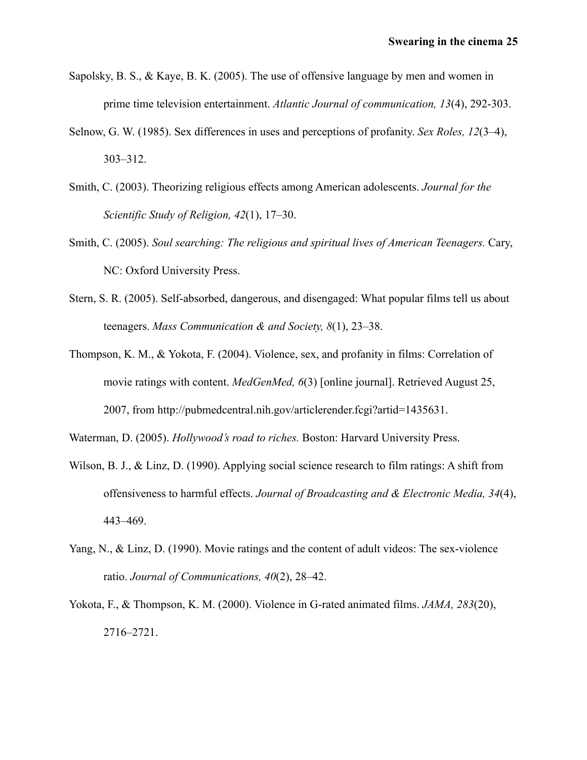Sapolsky, B. S., & Kaye, B. K. (2005). The use of offensive language by men and women in prime time television entertainment. *Atlantic Journal of communication, 13*(4), 292-303.

Selnow, G. W. (1985). Sex differences in uses and perceptions of profanity. *Sex Roles, 12*(3–4), 303–312.

Smith, C. (2003). Theorizing religious effects among American adolescents. *Journal for the Scientific Study of Religion, 42*(1), 17–30.

Smith, C. (2005). *Soul searching: The religious and spiritual lives of American Teenagers.* Cary, NC: Oxford University Press.

Stern, S. R. (2005). Self-absorbed, dangerous, and disengaged: What popular films tell us about teenagers. *Mass Communication & and Society, 8*(1), 23–38.

Thompson, K. M., & Yokota, F. (2004). Violence, sex, and profanity in films: Correlation of movie ratings with content. *MedGenMed, 6*(3) [online journal]. Retrieved August 25, 2007, from http://pubmedcentral.nih.gov/articlerender.fcgi?artid=1435631.

Waterman, D. (2005). *Hollywood's road to riches.* Boston: Harvard University Press.

Wilson, B. J., & Linz, D. (1990). Applying social science research to film ratings: A shift from offensiveness to harmful effects. *Journal of Broadcasting and & Electronic Media, 34*(4), 443–469.

Yang, N., & Linz, D. (1990). Movie ratings and the content of adult videos: The sex-violence ratio. *Journal of Communications, 40*(2), 28–42.

Yokota, F., & Thompson, K. M. (2000). Violence in G-rated animated films. *JAMA, 283*(20), 2716–2721.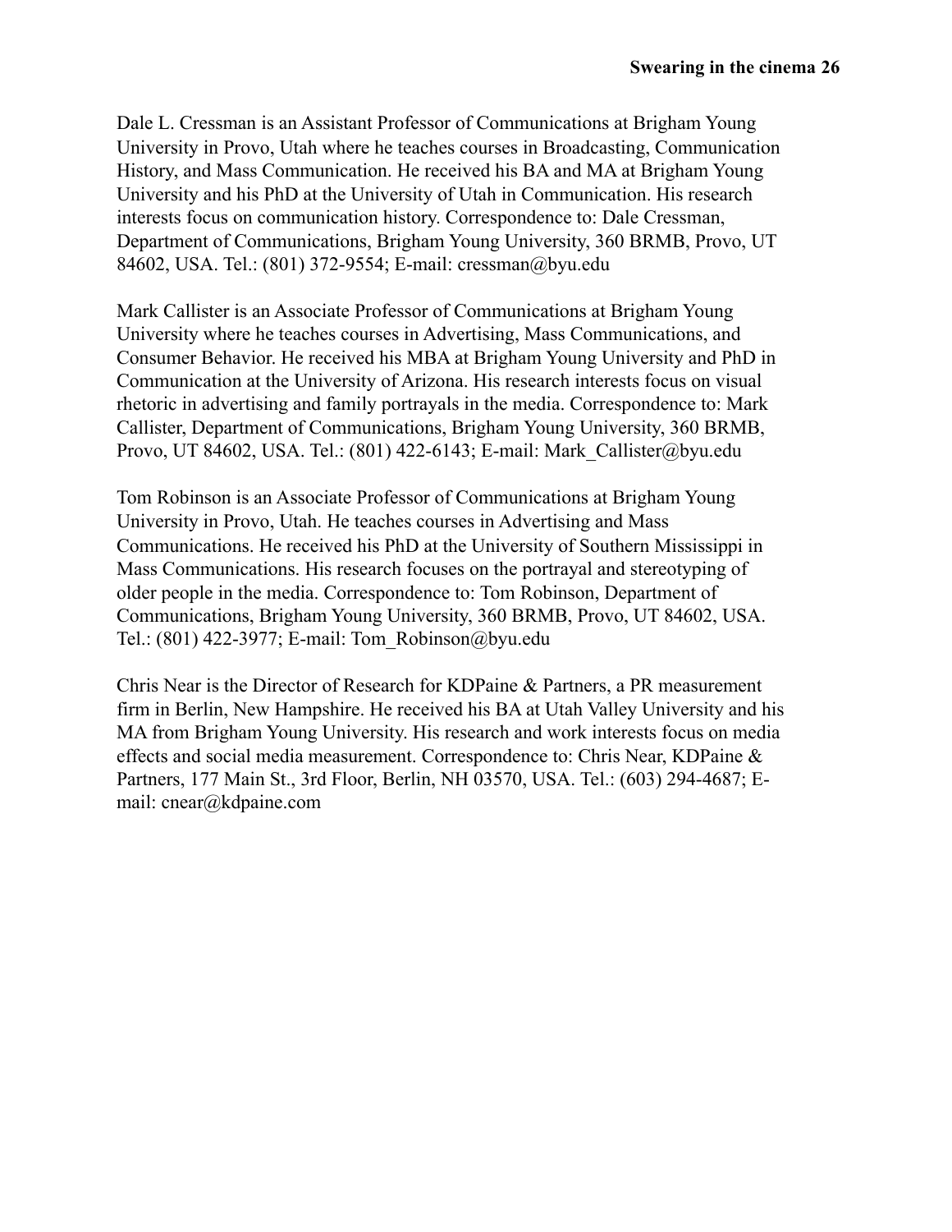Dale L. Cressman is an Assistant Professor of Communications at Brigham Young University in Provo, Utah where he teaches courses in Broadcasting, Communication History, and Mass Communication. He received his BA and MA at Brigham Young University and his PhD at the University of Utah in Communication. His research interests focus on communication history. Correspondence to: Dale Cressman, Department of Communications, Brigham Young University, 360 BRMB, Provo, UT 84602, USA. Tel.: (801) 372-9554; E-mail: cressman@byu.edu

Mark Callister is an Associate Professor of Communications at Brigham Young University where he teaches courses in Advertising, Mass Communications, and Consumer Behavior. He received his MBA at Brigham Young University and PhD in Communication at the University of Arizona. His research interests focus on visual rhetoric in advertising and family portrayals in the media. Correspondence to: Mark Callister, Department of Communications, Brigham Young University, 360 BRMB, Provo, UT 84602, USA. Tel.: (801) 422-6143; E-mail: Mark_Callister@byu.edu

Tom Robinson is an Associate Professor of Communications at Brigham Young University in Provo, Utah. He teaches courses in Advertising and Mass Communications. He received his PhD at the University of Southern Mississippi in Mass Communications. His research focuses on the portrayal and stereotyping of older people in the media. Correspondence to: Tom Robinson, Department of Communications, Brigham Young University, 360 BRMB, Provo, UT 84602, USA. Tel.: (801) 422-3977; E-mail: Tom_Robinson@byu.edu

Chris Near is the Director of Research for KDPaine & Partners, a PR measurement firm in Berlin, New Hampshire. He received his BA at Utah Valley University and his MA from Brigham Young University. His research and work interests focus on media effects and social media measurement. Correspondence to: Chris Near, KDPaine & Partners, 177 Main St., 3rd Floor, Berlin, NH 03570, USA. Tel.: (603) 294-4687; E-mail: cnear@kdpaine.com